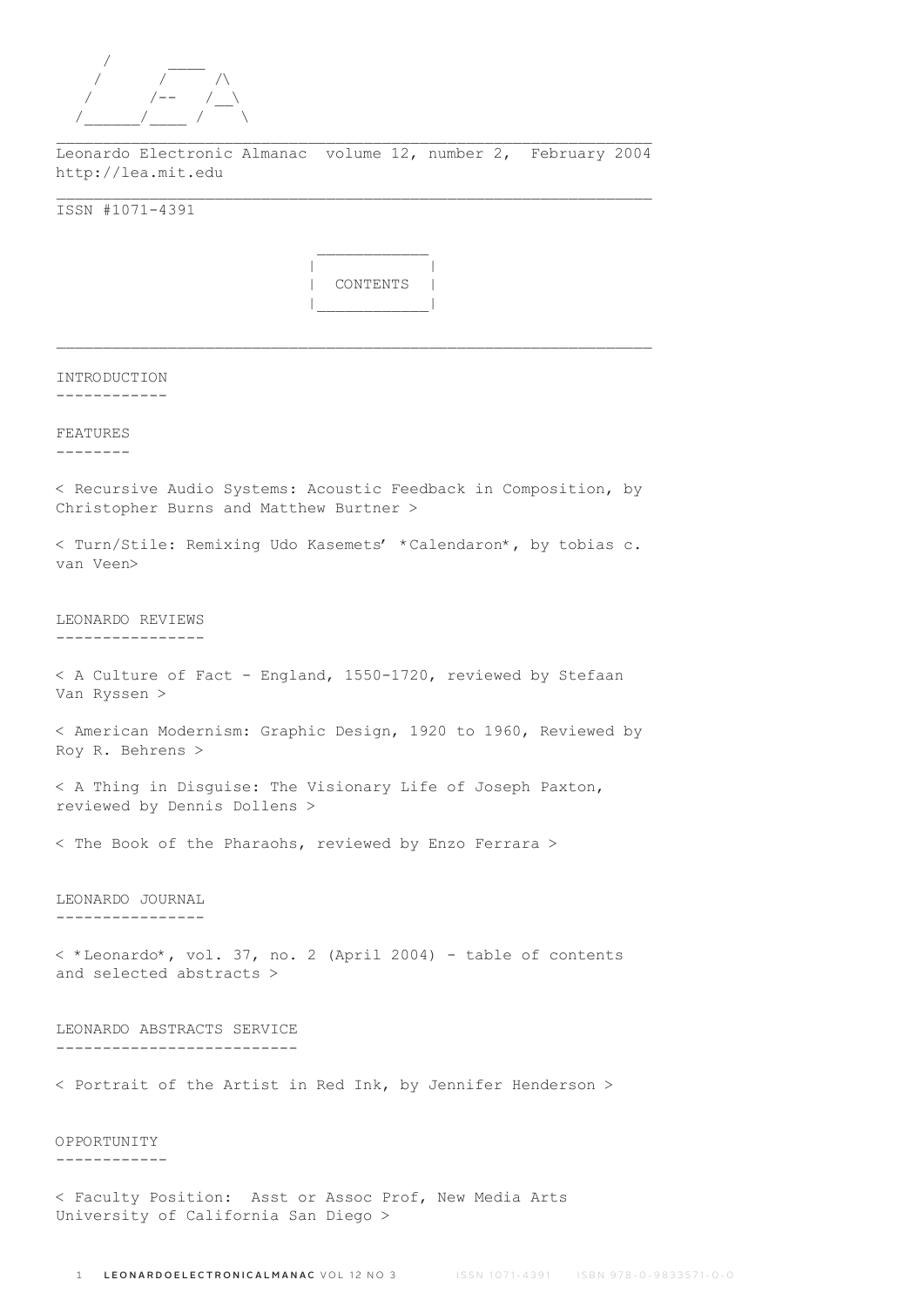```
     /       ____
    /       /      /\
   /       /--    /__\
  /______/____ /      \
```

Leonardo Electronic Almanac volume 12, number 2, February 2004
http://lea.mit.edu

ISSN #1071-4391

## CONTENTS

### INTRODUCTION

### FEATURES

< Recursive Audio Systems: Acoustic Feedback in Composition, by Christopher Burns and Matthew Burtner >

< Turn/Stile: Remixing Udo Kasemets' *Calendaron*, by tobias c. van Veen>

### LEONARDO REVIEWS

< A Culture of Fact - England, 1550-1720, reviewed by Stefaan Van Ryssen >

< American Modernism: Graphic Design, 1920 to 1960, Reviewed by Roy R. Behrens >

< A Thing in Disguise: The Visionary Life of Joseph Paxton, reviewed by Dennis Dollens >

< The Book of the Pharaohs, reviewed by Enzo Ferrara >

### LEONARDO JOURNAL

< *Leonardo*, vol. 37, no. 2 (April 2004) - table of contents and selected abstracts >

### LEONARDO ABSTRACTS SERVICE

< Portrait of the Artist in Red Ink, by Jennifer Henderson >

### OPPORTUNITY

< Faculty Position: Asst or Assoc Prof, New Media Arts University of California San Diego >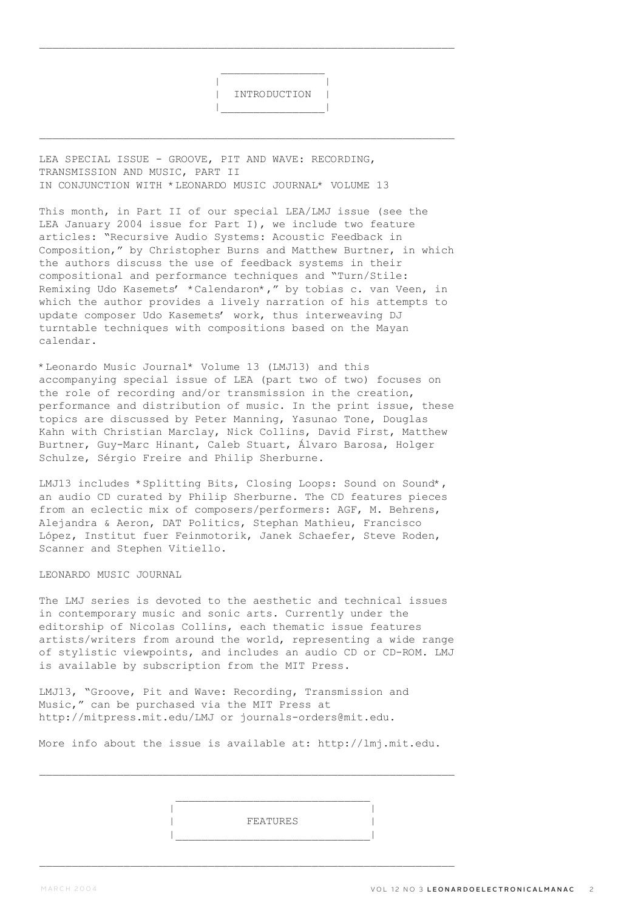## INTRODUCTION

LEA SPECIAL ISSUE - GROOVE, PIT AND WAVE: RECORDING, TRANSMISSION AND MUSIC, PART II
IN CONJUNCTION WITH *LEONARDO MUSIC JOURNAL* VOLUME 13

This month, in Part II of our special LEA/LMJ issue (see the LEA January 2004 issue for Part I), we include two feature articles: "Recursive Audio Systems: Acoustic Feedback in Composition," by Christopher Burns and Matthew Burtner, in which the authors discuss the use of feedback systems in their compositional and performance techniques and "Turn/Stile: Remixing Udo Kasemets' *Calendaron*," by tobias c. van Veen, in which the author provides a lively narration of his attempts to update composer Udo Kasemets' work, thus interweaving DJ turntable techniques with compositions based on the Mayan calendar.

*Leonardo Music Journal* Volume 13 (LMJ13) and this accompanying special issue of LEA (part two of two) focuses on the role of recording and/or transmission in the creation, performance and distribution of music. In the print issue, these topics are discussed by Peter Manning, Yasunao Tone, Douglas Kahn with Christian Marclay, Nick Collins, David First, Matthew Burtner, Guy-Marc Hinant, Caleb Stuart, Álvaro Barosa, Holger Schulze, Sérgio Freire and Philip Sherburne.

LMJ13 includes *Splitting Bits, Closing Loops: Sound on Sound*, an audio CD curated by Philip Sherburne. The CD features pieces from an eclectic mix of composers/performers: AGF, M. Behrens, Alejandra & Aeron, DAT Politics, Stephan Mathieu, Francisco López, Institut fuer Feinmotorik, Janek Schaefer, Steve Roden, Scanner and Stephen Vitiello.

LEONARDO MUSIC JOURNAL

The LMJ series is devoted to the aesthetic and technical issues in contemporary music and sonic arts. Currently under the editorship of Nicolas Collins, each thematic issue features artists/writers from around the world, representing a wide range of stylistic viewpoints, and includes an audio CD or CD-ROM. LMJ is available by subscription from the MIT Press.

LMJ13, "Groove, Pit and Wave: Recording, Transmission and Music," can be purchased via the MIT Press at http://mitpress.mit.edu/LMJ or journals-orders@mit.edu.

More info about the issue is available at: http://lmj.mit.edu.

## FEATURES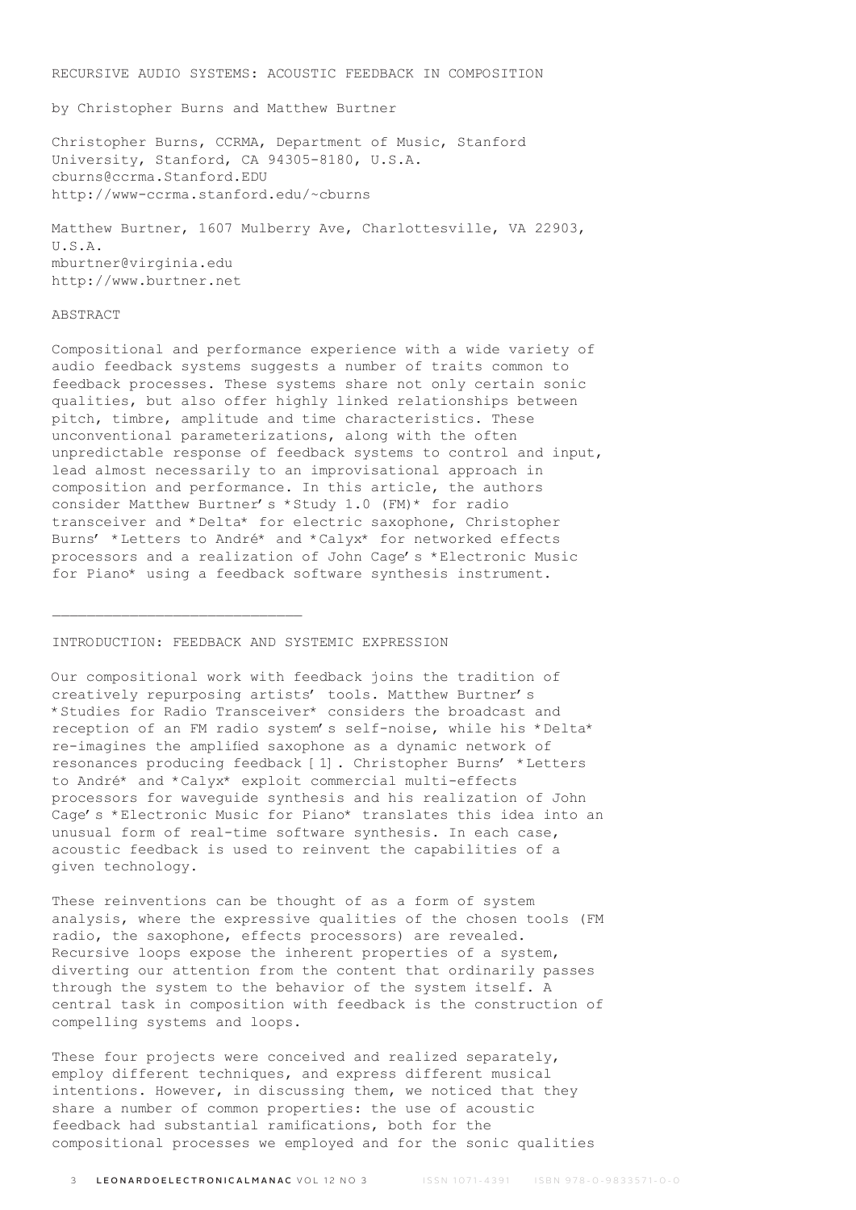# RECURSIVE AUDIO SYSTEMS: ACOUSTIC FEEDBACK IN COMPOSITION

by Christopher Burns and Matthew Burtner

Christopher Burns, CCRMA, Department of Music, Stanford University, Stanford, CA 94305-8180, U.S.A.
cburns@ccrma.Stanford.EDU
http://www-ccrma.stanford.edu/~cburns

Matthew Burtner, 1607 Mulberry Ave, Charlottesville, VA 22903, U.S.A.
mburtner@virginia.edu
http://www.burtner.net

## ABSTRACT

Compositional and performance experience with a wide variety of audio feedback systems suggests a number of traits common to feedback processes. These systems share not only certain sonic qualities, but also offer highly linked relationships between pitch, timbre, amplitude and time characteristics. These unconventional parameterizations, along with the often unpredictable response of feedback systems to control and input, lead almost necessarily to an improvisational approach in composition and performance. In this article, the authors consider Matthew Burtner's *Study 1.0 (FM)* for radio transceiver and *Delta* for electric saxophone, Christopher Burns' *Letters to André* and *Calyx* for networked effects processors and a realization of John Cage's *Electronic Music for Piano* using a feedback software synthesis instrument.

---

## INTRODUCTION: FEEDBACK AND SYSTEMIC EXPRESSION

Our compositional work with feedback joins the tradition of creatively repurposing artists' tools. Matthew Burtner's *Studies for Radio Transceiver* considers the broadcast and reception of an FM radio system's self-noise, while his *Delta* re-imagines the amplified saxophone as a dynamic network of resonances producing feedback [1]. Christopher Burns' *Letters to André* and *Calyx* exploit commercial multi-effects processors for waveguide synthesis and his realization of John Cage's *Electronic Music for Piano* translates this idea into an unusual form of real-time software synthesis. In each case, acoustic feedback is used to reinvent the capabilities of a given technology.

These reinventions can be thought of as a form of system analysis, where the expressive qualities of the chosen tools (FM radio, the saxophone, effects processors) are revealed. Recursive loops expose the inherent properties of a system, diverting our attention from the content that ordinarily passes through the system to the behavior of the system itself. A central task in composition with feedback is the construction of compelling systems and loops.

These four projects were conceived and realized separately, employ different techniques, and express different musical intentions. However, in discussing them, we noticed that they share a number of common properties: the use of acoustic feedback had substantial ramifications, both for the compositional processes we employed and for the sonic qualities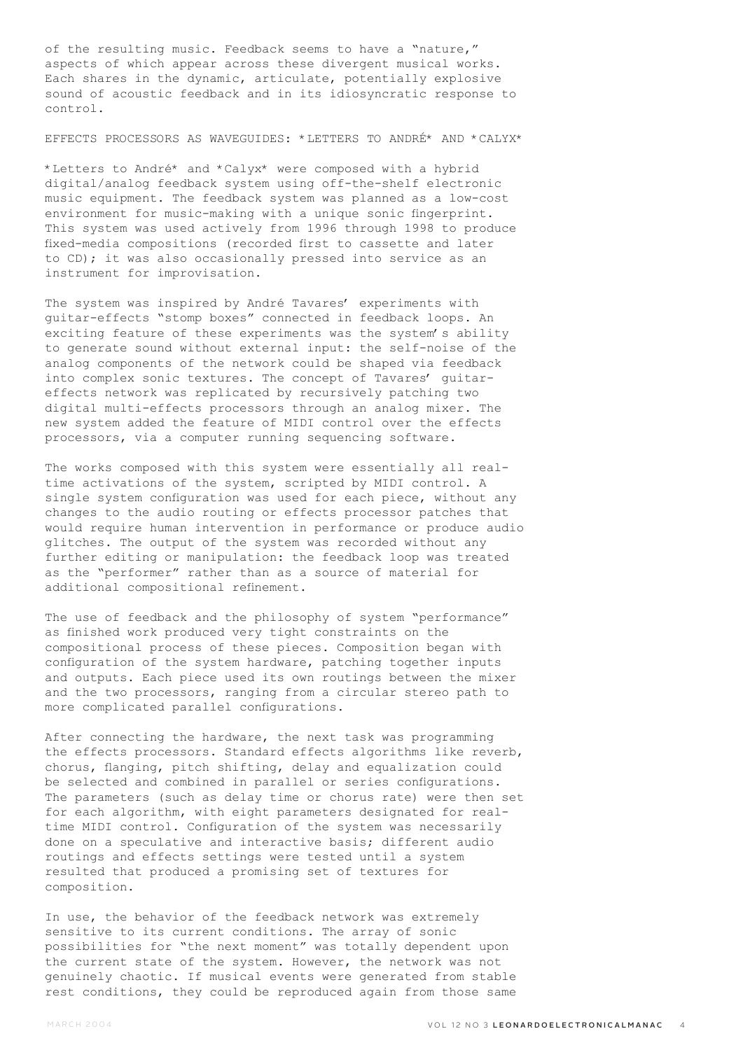of the resulting music. Feedback seems to have a "nature," aspects of which appear across these divergent musical works. Each shares in the dynamic, articulate, potentially explosive sound of acoustic feedback and in its idiosyncratic response to control.

## EFFECTS PROCESSORS AS WAVEGUIDES: *LETTERS TO ANDRÉ* AND *CALYX*

*Letters to André* and *Calyx* were composed with a hybrid digital/analog feedback system using off-the-shelf electronic music equipment. The feedback system was planned as a low-cost environment for music-making with a unique sonic fingerprint. This system was used actively from 1996 through 1998 to produce fixed-media compositions (recorded first to cassette and later to CD); it was also occasionally pressed into service as an instrument for improvisation.

The system was inspired by André Tavares' experiments with guitar-effects "stomp boxes" connected in feedback loops. An exciting feature of these experiments was the system's ability to generate sound without external input: the self-noise of the analog components of the network could be shaped via feedback into complex sonic textures. The concept of Tavares' guitar-effects network was replicated by recursively patching two digital multi-effects processors through an analog mixer. The new system added the feature of MIDI control over the effects processors, via a computer running sequencing software.

The works composed with this system were essentially all real-time activations of the system, scripted by MIDI control. A single system configuration was used for each piece, without any changes to the audio routing or effects processor patches that would require human intervention in performance or produce audio glitches. The output of the system was recorded without any further editing or manipulation: the feedback loop was treated as the "performer" rather than as a source of material for additional compositional refinement.

The use of feedback and the philosophy of system "performance" as finished work produced very tight constraints on the compositional process of these pieces. Composition began with configuration of the system hardware, patching together inputs and outputs. Each piece used its own routings between the mixer and the two processors, ranging from a circular stereo path to more complicated parallel configurations.

After connecting the hardware, the next task was programming the effects processors. Standard effects algorithms like reverb, chorus, flanging, pitch shifting, delay and equalization could be selected and combined in parallel or series configurations. The parameters (such as delay time or chorus rate) were then set for each algorithm, with eight parameters designated for real-time MIDI control. Configuration of the system was necessarily done on a speculative and interactive basis; different audio routings and effects settings were tested until a system resulted that produced a promising set of textures for composition.

In use, the behavior of the feedback network was extremely sensitive to its current conditions. The array of sonic possibilities for "the next moment" was totally dependent upon the current state of the system. However, the network was not genuinely chaotic. If musical events were generated from stable rest conditions, they could be reproduced again from those same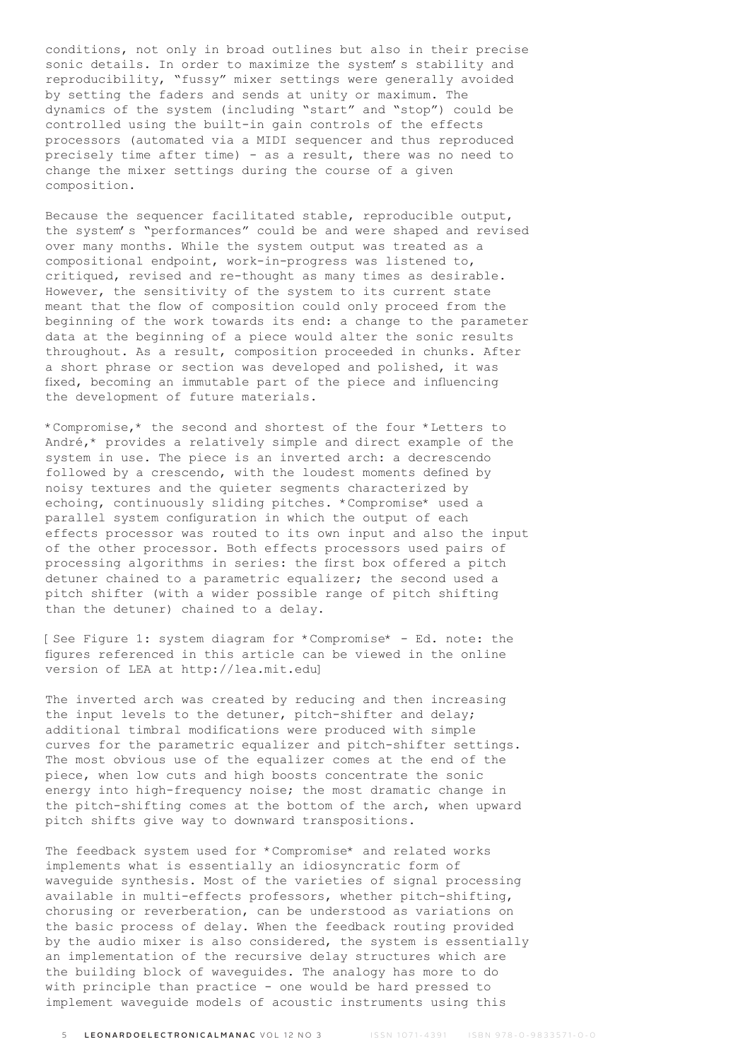conditions, not only in broad outlines but also in their precise sonic details. In order to maximize the system's stability and reproducibility, "fussy" mixer settings were generally avoided by setting the faders and sends at unity or maximum. The dynamics of the system (including "start" and "stop") could be controlled using the built-in gain controls of the effects processors (automated via a MIDI sequencer and thus reproduced precisely time after time) - as a result, there was no need to change the mixer settings during the course of a given composition.

Because the sequencer facilitated stable, reproducible output, the system's "performances" could be and were shaped and revised over many months. While the system output was treated as a compositional endpoint, work-in-progress was listened to, critiqued, revised and re-thought as many times as desirable. However, the sensitivity of the system to its current state meant that the flow of composition could only proceed from the beginning of the work towards its end: a change to the parameter data at the beginning of a piece would alter the sonic results throughout. As a result, composition proceeded in chunks. After a short phrase or section was developed and polished, it was fixed, becoming an immutable part of the piece and influencing the development of future materials.

*Compromise,* the second and shortest of the four *Letters to André,* provides a relatively simple and direct example of the system in use. The piece is an inverted arch: a decrescendo followed by a crescendo, with the loudest moments defined by noisy textures and the quieter segments characterized by echoing, continuously sliding pitches. *Compromise* used a parallel system configuration in which the output of each effects processor was routed to its own input and also the input of the other processor. Both effects processors used pairs of processing algorithms in series: the first box offered a pitch detuner chained to a parametric equalizer; the second used a pitch shifter (with a wider possible range of pitch shifting than the detuner) chained to a delay.

[ See Figure 1: system diagram for *Compromise* - Ed. note: the figures referenced in this article can be viewed in the online version of LEA at http://lea.mit.edu]

The inverted arch was created by reducing and then increasing the input levels to the detuner, pitch-shifter and delay; additional timbral modifications were produced with simple curves for the parametric equalizer and pitch-shifter settings. The most obvious use of the equalizer comes at the end of the piece, when low cuts and high boosts concentrate the sonic energy into high-frequency noise; the most dramatic change in the pitch-shifting comes at the bottom of the arch, when upward pitch shifts give way to downward transpositions.

The feedback system used for *Compromise* and related works implements what is essentially an idiosyncratic form of waveguide synthesis. Most of the varieties of signal processing available in multi-effects professors, whether pitch-shifting, chorusing or reverberation, can be understood as variations on the basic process of delay. When the feedback routing provided by the audio mixer is also considered, the system is essentially an implementation of the recursive delay structures which are the building block of waveguides. The analogy has more to do with principle than practice - one would be hard pressed to implement waveguide models of acoustic instruments using this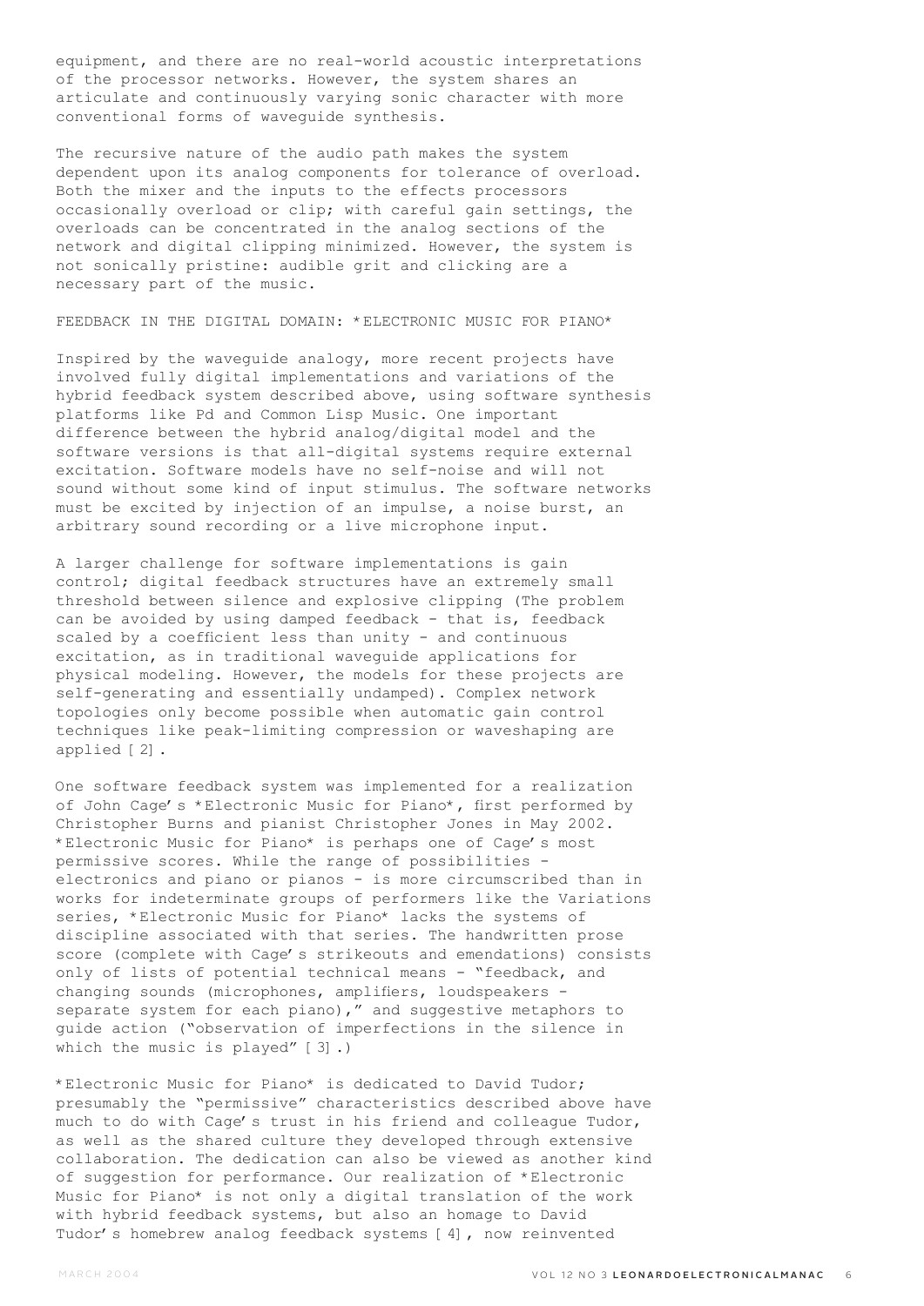equipment, and there are no real-world acoustic interpretations of the processor networks. However, the system shares an articulate and continuously varying sonic character with more conventional forms of waveguide synthesis.

The recursive nature of the audio path makes the system dependent upon its analog components for tolerance of overload. Both the mixer and the inputs to the effects processors occasionally overload or clip; with careful gain settings, the overloads can be concentrated in the analog sections of the network and digital clipping minimized. However, the system is not sonically pristine: audible grit and clicking are a necessary part of the music.

## FEEDBACK IN THE DIGITAL DOMAIN: *ELECTRONIC MUSIC FOR PIANO*

Inspired by the waveguide analogy, more recent projects have involved fully digital implementations and variations of the hybrid feedback system described above, using software synthesis platforms like Pd and Common Lisp Music. One important difference between the hybrid analog/digital model and the software versions is that all-digital systems require external excitation. Software models have no self-noise and will not sound without some kind of input stimulus. The software networks must be excited by injection of an impulse, a noise burst, an arbitrary sound recording or a live microphone input.

A larger challenge for software implementations is gain control; digital feedback structures have an extremely small threshold between silence and explosive clipping (The problem can be avoided by using damped feedback - that is, feedback scaled by a coefficient less than unity - and continuous excitation, as in traditional waveguide applications for physical modeling. However, the models for these projects are self-generating and essentially undamped). Complex network topologies only become possible when automatic gain control techniques like peak-limiting compression or waveshaping are applied [2].

One software feedback system was implemented for a realization of John Cage's *Electronic Music for Piano*, first performed by Christopher Burns and pianist Christopher Jones in May 2002. *Electronic Music for Piano* is perhaps one of Cage's most permissive scores. While the range of possibilities - electronics and piano or pianos - is more circumscribed than in works for indeterminate groups of performers like the Variations series, *Electronic Music for Piano* lacks the systems of discipline associated with that series. The handwritten prose score (complete with Cage's strikeouts and emendations) consists only of lists of potential technical means - "feedback, and changing sounds (microphones, amplifiers, loudspeakers - separate system for each piano)," and suggestive metaphors to guide action ("observation of imperfections in the silence in which the music is played" [3].)

*Electronic Music for Piano* is dedicated to David Tudor; presumably the "permissive" characteristics described above have much to do with Cage's trust in his friend and colleague Tudor, as well as the shared culture they developed through extensive collaboration. The dedication can also be viewed as another kind of suggestion for performance. Our realization of *Electronic Music for Piano* is not only a digital translation of the work with hybrid feedback systems, but also an homage to David Tudor's homebrew analog feedback systems [4], now reinvented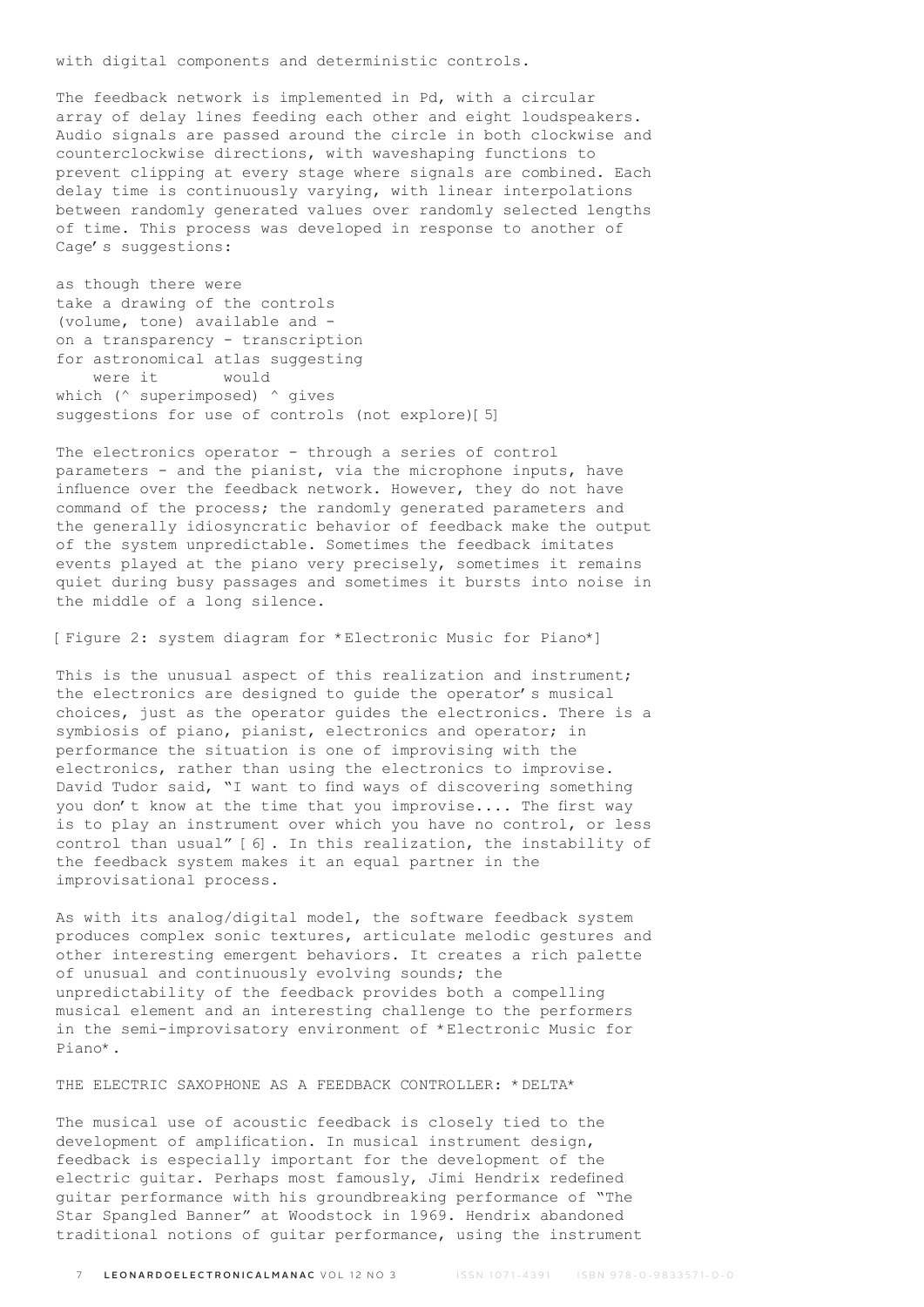with digital components and deterministic controls.

The feedback network is implemented in Pd, with a circular array of delay lines feeding each other and eight loudspeakers. Audio signals are passed around the circle in both clockwise and counterclockwise directions, with waveshaping functions to prevent clipping at every stage where signals are combined. Each delay time is continuously varying, with linear interpolations between randomly generated values over randomly selected lengths of time. This process was developed in response to another of Cage's suggestions:

as though there were
take a drawing of the controls
(volume, tone) available and -
on a transparency - transcription
for astronomical atlas suggesting
    were it       would
which (^ superimposed) ^ gives
suggestions for use of controls (not explore)[5]

The electronics operator - through a series of control parameters - and the pianist, via the microphone inputs, have influence over the feedback network. However, they do not have command of the process; the randomly generated parameters and the generally idiosyncratic behavior of feedback make the output of the system unpredictable. Sometimes the feedback imitates events played at the piano very precisely, sometimes it remains quiet during busy passages and sometimes it bursts into noise in the middle of a long silence.

[Figure 2: system diagram for *Electronic Music for Piano*]

This is the unusual aspect of this realization and instrument; the electronics are designed to guide the operator's musical choices, just as the operator guides the electronics. There is a symbiosis of piano, pianist, electronics and operator; in performance the situation is one of improvising with the electronics, rather than using the electronics to improvise. David Tudor said, "I want to find ways of discovering something you don't know at the time that you improvise.... The first way is to play an instrument over which you have no control, or less control than usual" [6]. In this realization, the instability of the feedback system makes it an equal partner in the improvisational process.

As with its analog/digital model, the software feedback system produces complex sonic textures, articulate melodic gestures and other interesting emergent behaviors. It creates a rich palette of unusual and continuously evolving sounds; the unpredictability of the feedback provides both a compelling musical element and an interesting challenge to the performers in the semi-improvisatory environment of *Electronic Music for Piano*.

## THE ELECTRIC SAXOPHONE AS A FEEDBACK CONTROLLER: *DELTA*

The musical use of acoustic feedback is closely tied to the development of amplification. In musical instrument design, feedback is especially important for the development of the electric guitar. Perhaps most famously, Jimi Hendrix redefined guitar performance with his groundbreaking performance of "The Star Spangled Banner" at Woodstock in 1969. Hendrix abandoned traditional notions of guitar performance, using the instrument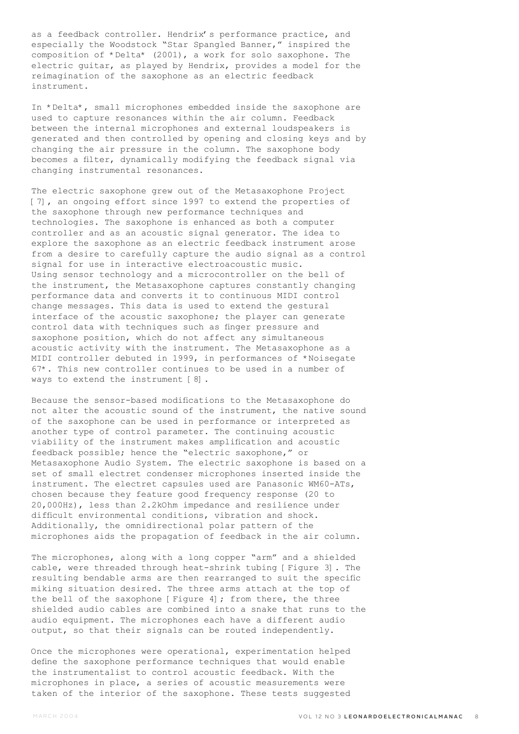as a feedback controller. Hendrix's performance practice, and especially the Woodstock "Star Spangled Banner," inspired the composition of *Delta* (2001), a work for solo saxophone. The electric guitar, as played by Hendrix, provides a model for the reimagination of the saxophone as an electric feedback instrument.

In *Delta*, small microphones embedded inside the saxophone are used to capture resonances within the air column. Feedback between the internal microphones and external loudspeakers is generated and then controlled by opening and closing keys and by changing the air pressure in the column. The saxophone body becomes a filter, dynamically modifying the feedback signal via changing instrumental resonances.

The electric saxophone grew out of the Metasaxophone Project [7], an ongoing effort since 1997 to extend the properties of the saxophone through new performance techniques and technologies. The saxophone is enhanced as both a computer controller and as an acoustic signal generator. The idea to explore the saxophone as an electric feedback instrument arose from a desire to carefully capture the audio signal as a control signal for use in interactive electroacoustic music. Using sensor technology and a microcontroller on the bell of the instrument, the Metasaxophone captures constantly changing performance data and converts it to continuous MIDI control change messages. This data is used to extend the gestural interface of the acoustic saxophone; the player can generate control data with techniques such as finger pressure and saxophone position, which do not affect any simultaneous acoustic activity with the instrument. The Metasaxophone as a MIDI controller debuted in 1999, in performances of *Noisegate 67*. This new controller continues to be used in a number of ways to extend the instrument [8].

Because the sensor-based modifications to the Metasaxophone do not alter the acoustic sound of the instrument, the native sound of the saxophone can be used in performance or interpreted as another type of control parameter. The continuing acoustic viability of the instrument makes amplification and acoustic feedback possible; hence the "electric saxophone," or Metasaxophone Audio System. The electric saxophone is based on a set of small electret condenser microphones inserted inside the instrument. The electret capsules used are Panasonic WM60-ATs, chosen because they feature good frequency response (20 to 20,000Hz), less than 2.2kOhm impedance and resilience under difficult environmental conditions, vibration and shock. Additionally, the omnidirectional polar pattern of the microphones aids the propagation of feedback in the air column.

The microphones, along with a long copper "arm" and a shielded cable, were threaded through heat-shrink tubing [Figure 3]. The resulting bendable arms are then rearranged to suit the specific miking situation desired. The three arms attach at the top of the bell of the saxophone [Figure 4]; from there, the three shielded audio cables are combined into a snake that runs to the audio equipment. The microphones each have a different audio output, so that their signals can be routed independently.

Once the microphones were operational, experimentation helped define the saxophone performance techniques that would enable the instrumentalist to control acoustic feedback. With the microphones in place, a series of acoustic measurements were taken of the interior of the saxophone. These tests suggested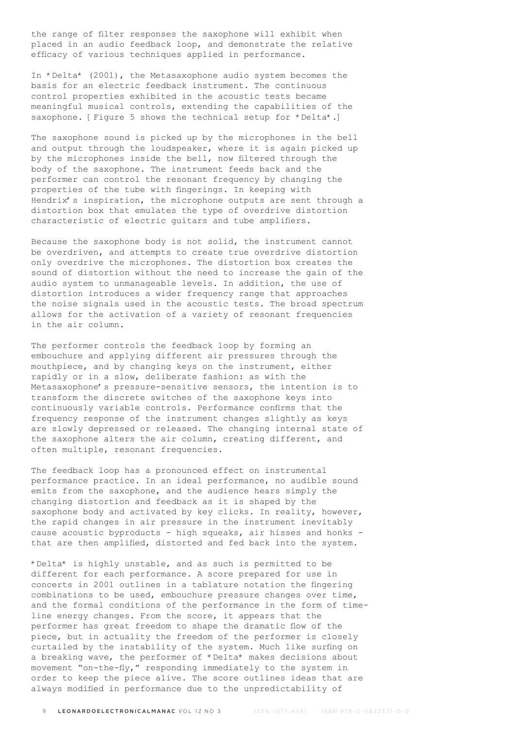the range of filter responses the saxophone will exhibit when placed in an audio feedback loop, and demonstrate the relative efficacy of various techniques applied in performance.

In *Delta* (2001), the Metasaxophone audio system becomes the basis for an electric feedback instrument. The continuous control properties exhibited in the acoustic tests became meaningful musical controls, extending the capabilities of the saxophone. [Figure 5 shows the technical setup for *Delta*.]

The saxophone sound is picked up by the microphones in the bell and output through the loudspeaker, where it is again picked up by the microphones inside the bell, now filtered through the body of the saxophone. The instrument feeds back and the performer can control the resonant frequency by changing the properties of the tube with fingerings. In keeping with Hendrix's inspiration, the microphone outputs are sent through a distortion box that emulates the type of overdrive distortion characteristic of electric guitars and tube amplifiers.

Because the saxophone body is not solid, the instrument cannot be overdriven, and attempts to create true overdrive distortion only overdrive the microphones. The distortion box creates the sound of distortion without the need to increase the gain of the audio system to unmanageable levels. In addition, the use of distortion introduces a wider frequency range that approaches the noise signals used in the acoustic tests. The broad spectrum allows for the activation of a variety of resonant frequencies in the air column.

The performer controls the feedback loop by forming an embouchure and applying different air pressures through the mouthpiece, and by changing keys on the instrument, either rapidly or in a slow, deliberate fashion: as with the Metasaxophone's pressure-sensitive sensors, the intention is to transform the discrete switches of the saxophone keys into continuously variable controls. Performance confirms that the frequency response of the instrument changes slightly as keys are slowly depressed or released. The changing internal state of the saxophone alters the air column, creating different, and often multiple, resonant frequencies.

The feedback loop has a pronounced effect on instrumental performance practice. In an ideal performance, no audible sound emits from the saxophone, and the audience hears simply the changing distortion and feedback as it is shaped by the saxophone body and activated by key clicks. In reality, however, the rapid changes in air pressure in the instrument inevitably cause acoustic byproducts - high squeaks, air hisses and honks - that are then amplified, distorted and fed back into the system.

*Delta* is highly unstable, and as such is permitted to be different for each performance. A score prepared for use in concerts in 2001 outlines in a tablature notation the fingering combinations to be used, embouchure pressure changes over time, and the formal conditions of the performance in the form of time-line energy changes. From the score, it appears that the performer has great freedom to shape the dramatic flow of the piece, but in actuality the freedom of the performer is closely curtailed by the instability of the system. Much like surfing on a breaking wave, the performer of *Delta* makes decisions about movement "on-the-fly," responding immediately to the system in order to keep the piece alive. The score outlines ideas that are always modified in performance due to the unpredictability of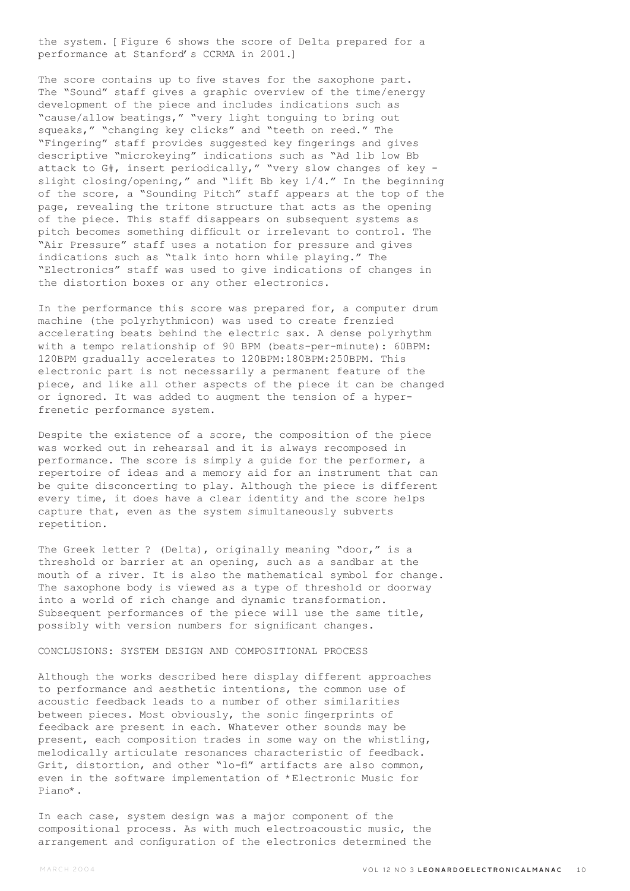the system. [ Figure 6 shows the score of Delta prepared for a performance at Stanford's CCRMA in 2001.]

The score contains up to five staves for the saxophone part. The "Sound" staff gives a graphic overview of the time/energy development of the piece and includes indications such as "cause/allow beatings," "very light tonguing to bring out squeaks," "changing key clicks" and "teeth on reed." The "Fingering" staff provides suggested key fingerings and gives descriptive "microkeying" indications such as "Ad lib low Bb attack to G#, insert periodically," "very slow changes of key - slight closing/opening," and "lift Bb key 1/4." In the beginning of the score, a "Sounding Pitch" staff appears at the top of the page, revealing the tritone structure that acts as the opening of the piece. This staff disappears on subsequent systems as pitch becomes something difficult or irrelevant to control. The "Air Pressure" staff uses a notation for pressure and gives indications such as "talk into horn while playing." The "Electronics" staff was used to give indications of changes in the distortion boxes or any other electronics.

In the performance this score was prepared for, a computer drum machine (the polyrhythmicon) was used to create frenzied accelerating beats behind the electric sax. A dense polyrhythm with a tempo relationship of 90 BPM (beats-per-minute): 60BPM: 120BPM gradually accelerates to 120BPM:180BPM:250BPM. This electronic part is not necessarily a permanent feature of the piece, and like all other aspects of the piece it can be changed or ignored. It was added to augment the tension of a hyper-frenetic performance system.

Despite the existence of a score, the composition of the piece was worked out in rehearsal and it is always recomposed in performance. The score is simply a guide for the performer, a repertoire of ideas and a memory aid for an instrument that can be quite disconcerting to play. Although the piece is different every time, it does have a clear identity and the score helps capture that, even as the system simultaneously subverts repetition.

The Greek letter ? (Delta), originally meaning "door," is a threshold or barrier at an opening, such as a sandbar at the mouth of a river. It is also the mathematical symbol for change. The saxophone body is viewed as a type of threshold or doorway into a world of rich change and dynamic transformation. Subsequent performances of the piece will use the same title, possibly with version numbers for significant changes.

## CONCLUSIONS: SYSTEM DESIGN AND COMPOSITIONAL PROCESS

Although the works described here display different approaches to performance and aesthetic intentions, the common use of acoustic feedback leads to a number of other similarities between pieces. Most obviously, the sonic fingerprints of feedback are present in each. Whatever other sounds may be present, each composition trades in some way on the whistling, melodically articulate resonances characteristic of feedback. Grit, distortion, and other "lo-fi" artifacts are also common, even in the software implementation of *Electronic Music for Piano*.

In each case, system design was a major component of the compositional process. As with much electroacoustic music, the arrangement and configuration of the electronics determined the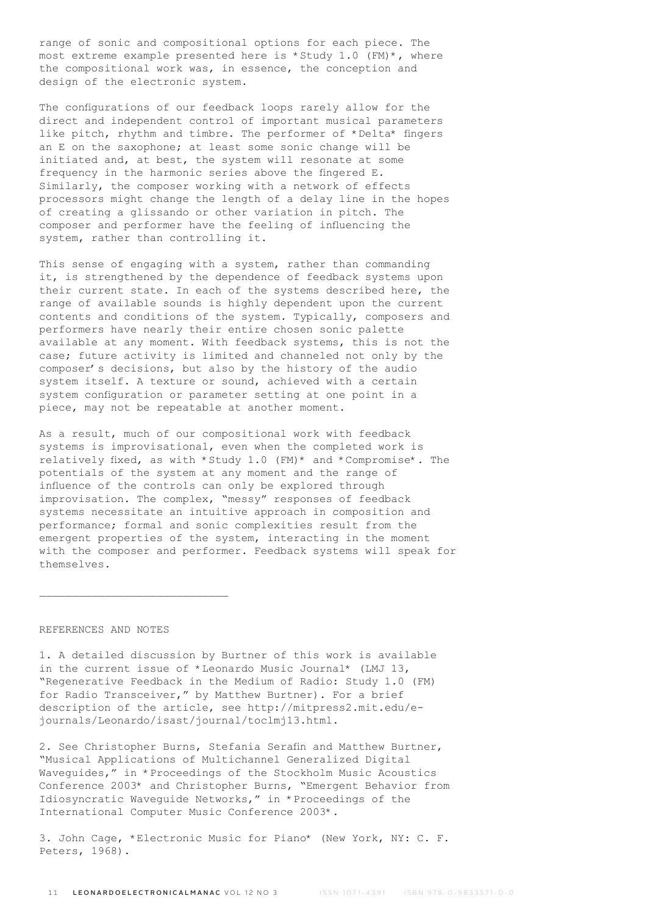range of sonic and compositional options for each piece. The most extreme example presented here is *Study 1.0 (FM)*, where the compositional work was, in essence, the conception and design of the electronic system.

The configurations of our feedback loops rarely allow for the direct and independent control of important musical parameters like pitch, rhythm and timbre. The performer of *Delta* fingers an E on the saxophone; at least some sonic change will be initiated and, at best, the system will resonate at some frequency in the harmonic series above the fingered E. Similarly, the composer working with a network of effects processors might change the length of a delay line in the hopes of creating a glissando or other variation in pitch. The composer and performer have the feeling of influencing the system, rather than controlling it.

This sense of engaging with a system, rather than commanding it, is strengthened by the dependence of feedback systems upon their current state. In each of the systems described here, the range of available sounds is highly dependent upon the current contents and conditions of the system. Typically, composers and performers have nearly their entire chosen sonic palette available at any moment. With feedback systems, this is not the case; future activity is limited and channeled not only by the composer's decisions, but also by the history of the audio system itself. A texture or sound, achieved with a certain system configuration or parameter setting at one point in a piece, may not be repeatable at another moment.

As a result, much of our compositional work with feedback systems is improvisational, even when the completed work is relatively fixed, as with *Study 1.0 (FM)* and *Compromise*. The potentials of the system at any moment and the range of influence of the controls can only be explored through improvisation. The complex, "messy" responses of feedback systems necessitate an intuitive approach in composition and performance; formal and sonic complexities result from the emergent properties of the system, interacting in the moment with the composer and performer. Feedback systems will speak for themselves.

---

REFERENCES AND NOTES

1. A detailed discussion by Burtner of this work is available in the current issue of *Leonardo Music Journal* (LMJ 13, "Regenerative Feedback in the Medium of Radio: Study 1.0 (FM) for Radio Transceiver," by Matthew Burtner). For a brief description of the article, see http://mitpress2.mit.edu/e-journals/Leonardo/isast/journal/toclmj13.html.

2. See Christopher Burns, Stefania Serafin and Matthew Burtner, "Musical Applications of Multichannel Generalized Digital Waveguides," in *Proceedings of the Stockholm Music Acoustics Conference 2003* and Christopher Burns, "Emergent Behavior from Idiosyncratic Waveguide Networks," in *Proceedings of the International Computer Music Conference 2003*.

3. John Cage, *Electronic Music for Piano* (New York, NY: C. F. Peters, 1968).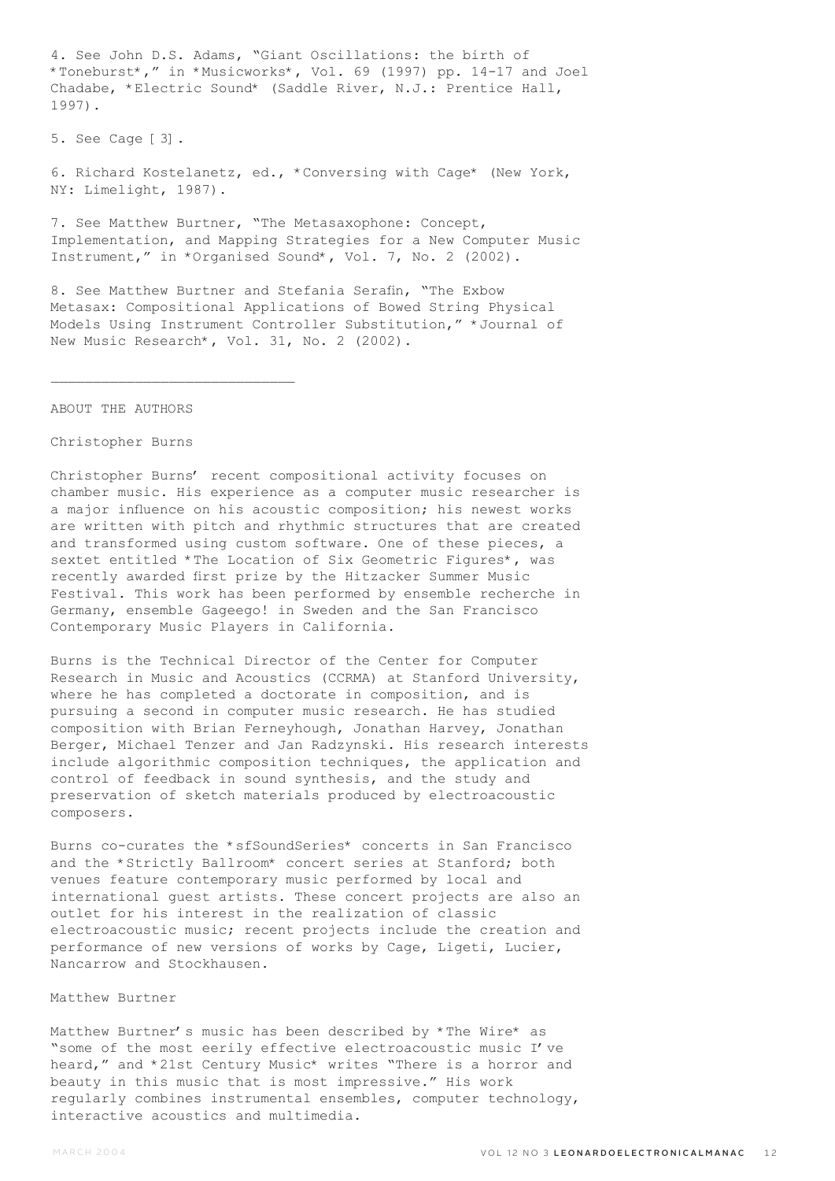4. See John D.S. Adams, "Giant Oscillations: the birth of *Toneburst*," in *Musicworks*, Vol. 69 (1997) pp. 14-17 and Joel Chadabe, *Electric Sound* (Saddle River, N.J.: Prentice Hall, 1997).

5. See Cage [3].

6. Richard Kostelanetz, ed., *Conversing with Cage* (New York, NY: Limelight, 1987).

7. See Matthew Burtner, "The Metasaxophone: Concept, Implementation, and Mapping Strategies for a New Computer Music Instrument," in *Organised Sound*, Vol. 7, No. 2 (2002).

8. See Matthew Burtner and Stefania Serafin, "The Exbow Metasax: Compositional Applications of Bowed String Physical Models Using Instrument Controller Substitution," *Journal of New Music Research*, Vol. 31, No. 2 (2002).

---

ABOUT THE AUTHORS

Christopher Burns

Christopher Burns' recent compositional activity focuses on chamber music. His experience as a computer music researcher is a major influence on his acoustic composition; his newest works are written with pitch and rhythmic structures that are created and transformed using custom software. One of these pieces, a sextet entitled *The Location of Six Geometric Figures*, was recently awarded first prize by the Hitzacker Summer Music Festival. This work has been performed by ensemble recherche in Germany, ensemble Gageego! in Sweden and the San Francisco Contemporary Music Players in California.

Burns is the Technical Director of the Center for Computer Research in Music and Acoustics (CCRMA) at Stanford University, where he has completed a doctorate in composition, and is pursuing a second in computer music research. He has studied composition with Brian Ferneyhough, Jonathan Harvey, Jonathan Berger, Michael Tenzer and Jan Radzynski. His research interests include algorithmic composition techniques, the application and control of feedback in sound synthesis, and the study and preservation of sketch materials produced by electroacoustic composers.

Burns co-curates the *sfSoundSeries* concerts in San Francisco and the *Strictly Ballroom* concert series at Stanford; both venues feature contemporary music performed by local and international guest artists. These concert projects are also an outlet for his interest in the realization of classic electroacoustic music; recent projects include the creation and performance of new versions of works by Cage, Ligeti, Lucier, Nancarrow and Stockhausen.

Matthew Burtner

Matthew Burtner's music has been described by *The Wire* as "some of the most eerily effective electroacoustic music I've heard," and *21st Century Music* writes "There is a horror and beauty in this music that is most impressive." His work regularly combines instrumental ensembles, computer technology, interactive acoustics and multimedia.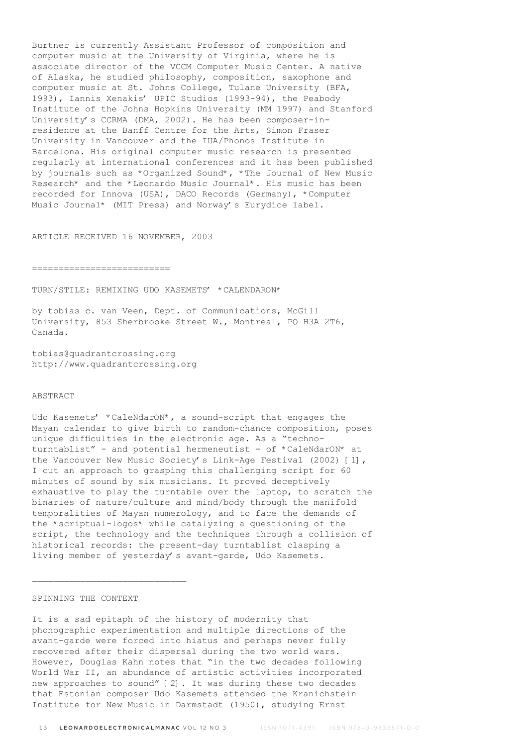Burtner is currently Assistant Professor of composition and computer music at the University of Virginia, where he is associate director of the VCCM Computer Music Center. A native of Alaska, he studied philosophy, composition, saxophone and computer music at St. Johns College, Tulane University (BFA, 1993), Iannis Xenakis' UPIC Studios (1993-94), the Peabody Institute of the Johns Hopkins University (MM 1997) and Stanford University's CCRMA (DMA, 2002). He has been composer-in-residence at the Banff Centre for the Arts, Simon Fraser University in Vancouver and the IUA/Phonos Institute in Barcelona. His original computer music research is presented regularly at international conferences and it has been published by journals such as *Organized Sound*, *The Journal of New Music Research* and the *Leonardo Music Journal*. His music has been recorded for Innova (USA), DACO Records (Germany), *Computer Music Journal* (MIT Press) and Norway's Eurydice label.

ARTICLE RECEIVED 16 NOVEMBER, 2003

==========================

# TURN/STILE: REMIXING UDO KASEMETS' *CALENDARON*

by tobias c. van Veen, Dept. of Communications, McGill University, 853 Sherbrooke Street W., Montreal, PQ H3A 2T6, Canada.

tobias@quadrantcrossing.org
http://www.quadrantcrossing.org

## ABSTRACT

Udo Kasemets' *CaleNdarON*, a sound-script that engages the Mayan calendar to give birth to random-chance composition, poses unique difficulties in the electronic age. As a "techno-turntablist" - and potential hermeneutist - of *CaleNdarON* at the Vancouver New Music Society's Link-Age Festival (2002) [1], I cut an approach to grasping this challenging script for 60 minutes of sound by six musicians. It proved deceptively exhaustive to play the turntable over the laptop, to scratch the binaries of nature/culture and mind/body through the manifold temporalities of Mayan numerology, and to face the demands of the *scriptual-logos* while catalyzing a questioning of the script, the technology and the techniques through a collision of historical records: the present-day turntablist clasping a living member of yesterday's avant-garde, Udo Kasemets.

---

## SPINNING THE CONTEXT

It is a sad epitaph of the history of modernity that phonographic experimentation and multiple directions of the avant-garde were forced into hiatus and perhaps never fully recovered after their dispersal during the two world wars. However, Douglas Kahn notes that "in the two decades following World War II, an abundance of artistic activities incorporated new approaches to sound" [2]. It was during these two decades that Estonian composer Udo Kasemets attended the Kranichstein Institute for New Music in Darmstadt (1950), studying Ernst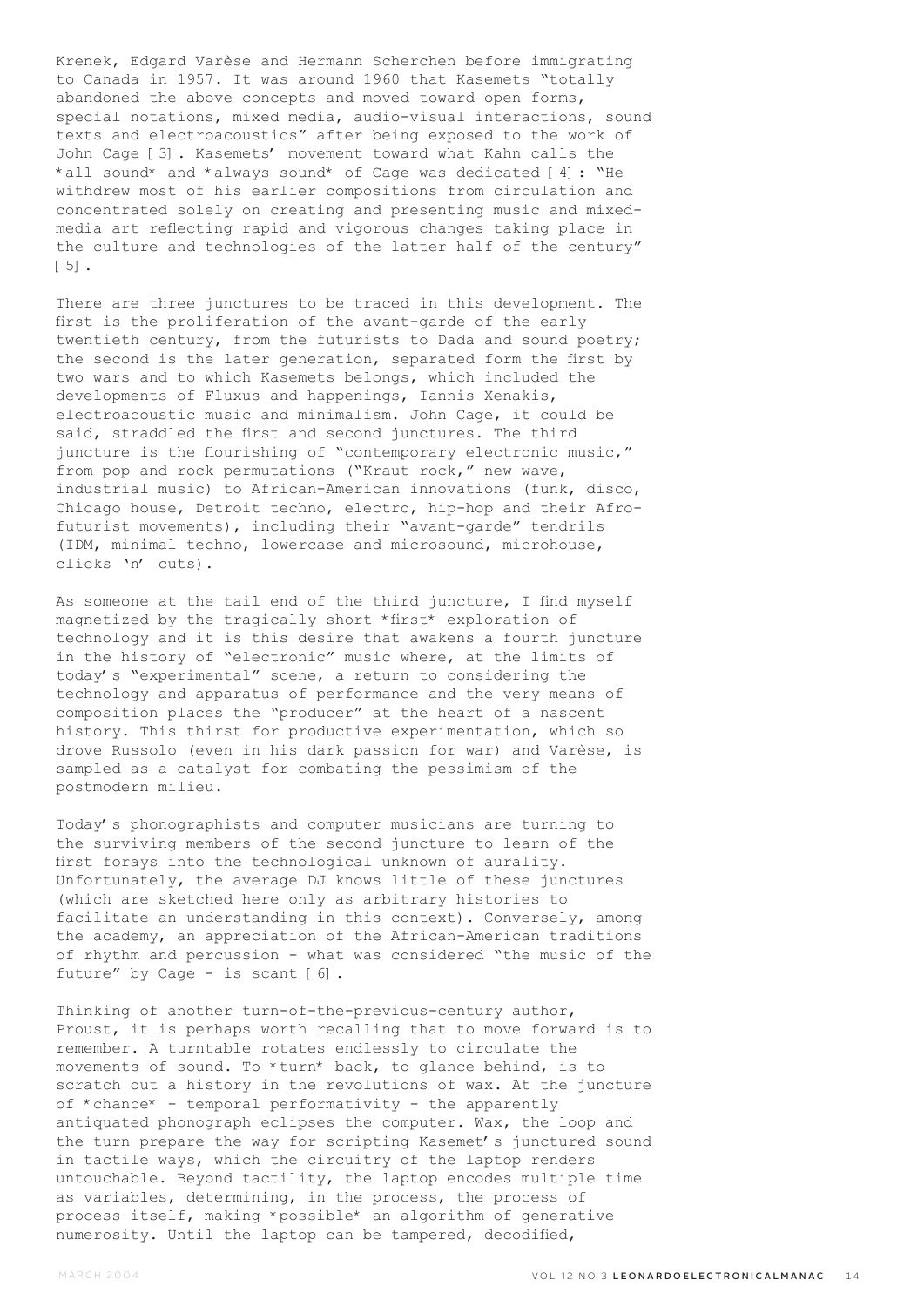Krenek, Edgard Varèse and Hermann Scherchen before immigrating to Canada in 1957. It was around 1960 that Kasemets "totally abandoned the above concepts and moved toward open forms, special notations, mixed media, audio-visual interactions, sound texts and electroacoustics" after being exposed to the work of John Cage [3]. Kasemets' movement toward what Kahn calls the *all sound* and *always sound* of Cage was dedicated [4]: "He withdrew most of his earlier compositions from circulation and concentrated solely on creating and presenting music and mixed-media art reflecting rapid and vigorous changes taking place in the culture and technologies of the latter half of the century" [5].

There are three junctures to be traced in this development. The first is the proliferation of the avant-garde of the early twentieth century, from the futurists to Dada and sound poetry; the second is the later generation, separated form the first by two wars and to which Kasemets belongs, which included the developments of Fluxus and happenings, Iannis Xenakis, electroacoustic music and minimalism. John Cage, it could be said, straddled the first and second junctures. The third juncture is the flourishing of "contemporary electronic music," from pop and rock permutations ("Kraut rock," new wave, industrial music) to African-American innovations (funk, disco, Chicago house, Detroit techno, electro, hip-hop and their Afro-futurist movements), including their "avant-garde" tendrils (IDM, minimal techno, lowercase and microsound, microhouse, clicks 'n' cuts).

As someone at the tail end of the third juncture, I find myself magnetized by the tragically short *first* exploration of technology and it is this desire that awakens a fourth juncture in the history of "electronic" music where, at the limits of today's "experimental" scene, a return to considering the technology and apparatus of performance and the very means of composition places the "producer" at the heart of a nascent history. This thirst for productive experimentation, which so drove Russolo (even in his dark passion for war) and Varèse, is sampled as a catalyst for combating the pessimism of the postmodern milieu.

Today's phonographists and computer musicians are turning to the surviving members of the second juncture to learn of the first forays into the technological unknown of aurality. Unfortunately, the average DJ knows little of these junctures (which are sketched here only as arbitrary histories to facilitate an understanding in this context). Conversely, among the academy, an appreciation of the African-American traditions of rhythm and percussion - what was considered "the music of the future" by Cage - is scant [6].

Thinking of another turn-of-the-previous-century author, Proust, it is perhaps worth recalling that to move forward is to remember. A turntable rotates endlessly to circulate the movements of sound. To *turn* back, to glance behind, is to scratch out a history in the revolutions of wax. At the juncture of *chance* - temporal performativity - the apparently antiquated phonograph eclipses the computer. Wax, the loop and the turn prepare the way for scripting Kasemet's junctured sound in tactile ways, which the circuitry of the laptop renders untouchable. Beyond tactility, the laptop encodes multiple time as variables, determining, in the process, the process of process itself, making *possible* an algorithm of generative numerosity. Until the laptop can be tampered, decodified,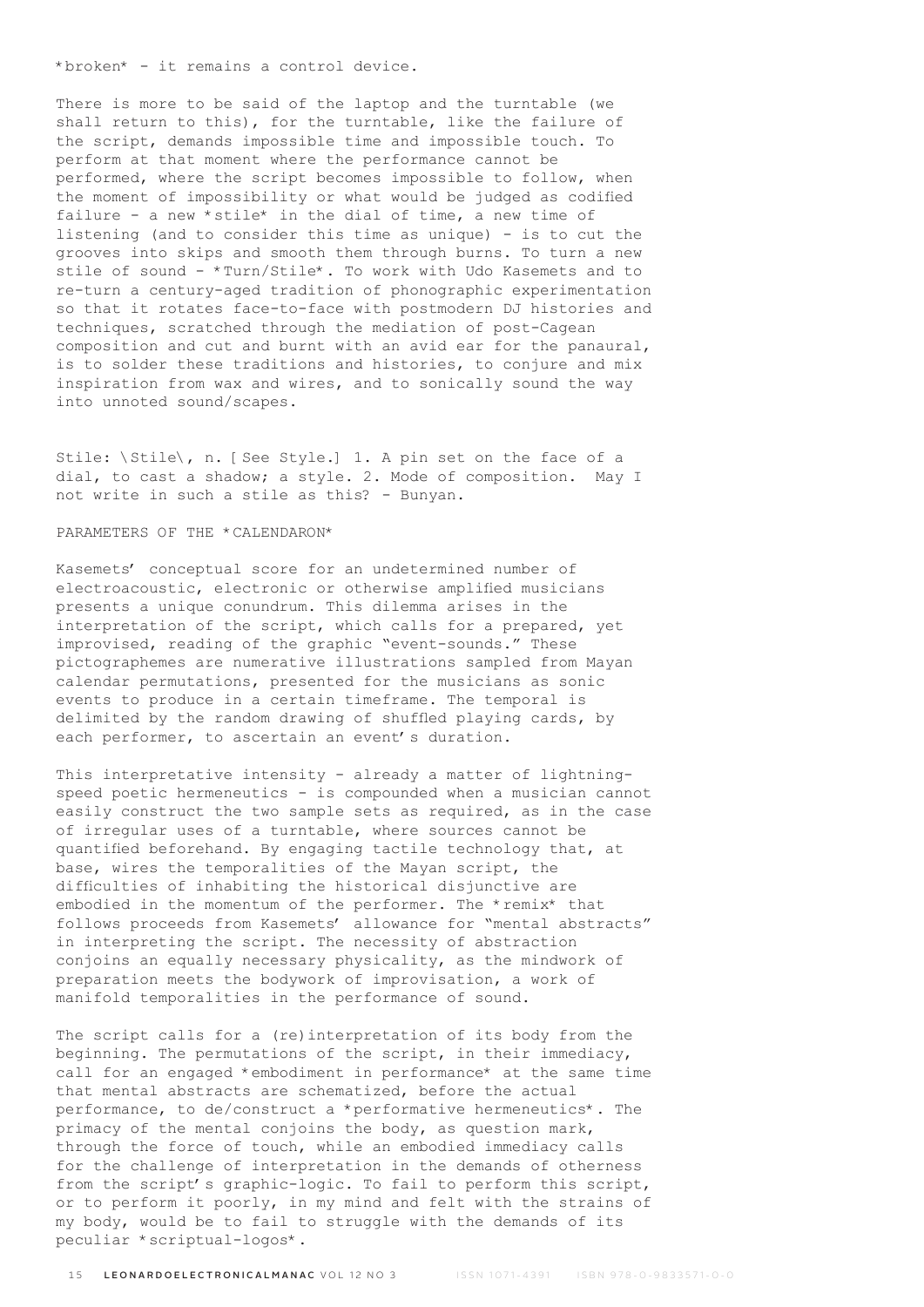*broken* - it remains a control device.

There is more to be said of the laptop and the turntable (we shall return to this), for the turntable, like the failure of the script, demands impossible time and impossible touch. To perform at that moment where the performance cannot be performed, where the script becomes impossible to follow, when the moment of impossibility or what would be judged as codified failure - a new *stile* in the dial of time, a new time of listening (and to consider this time as unique) - is to cut the grooves into skips and smooth them through burns. To turn a new stile of sound - *Turn/Stile*. To work with Udo Kasemets and to re-turn a century-aged tradition of phonographic experimentation so that it rotates face-to-face with postmodern DJ histories and techniques, scratched through the mediation of post-Cagean composition and cut and burnt with an avid ear for the panaural, is to solder these traditions and histories, to conjure and mix inspiration from wax and wires, and to sonically sound the way into unnoted sound/scapes.

Stile: \Stile\, n. [See Style.] 1. A pin set on the face of a dial, to cast a shadow; a style. 2. Mode of composition. May I not write in such a stile as this? - Bunyan.

## PARAMETERS OF THE *CALENDARON*

Kasemets' conceptual score for an undetermined number of electroacoustic, electronic or otherwise amplified musicians presents a unique conundrum. This dilemma arises in the interpretation of the script, which calls for a prepared, yet improvised, reading of the graphic "event-sounds." These pictographemes are numerative illustrations sampled from Mayan calendar permutations, presented for the musicians as sonic events to produce in a certain timeframe. The temporal is delimited by the random drawing of shuffled playing cards, by each performer, to ascertain an event's duration.

This interpretative intensity - already a matter of lightning-speed poetic hermeneutics - is compounded when a musician cannot easily construct the two sample sets as required, as in the case of irregular uses of a turntable, where sources cannot be quantified beforehand. By engaging tactile technology that, at base, wires the temporalities of the Mayan script, the difficulties of inhabiting the historical disjunctive are embodied in the momentum of the performer. The *remix* that follows proceeds from Kasemets' allowance for "mental abstracts" in interpreting the script. The necessity of abstraction conjoins an equally necessary physicality, as the mindwork of preparation meets the bodywork of improvisation, a work of manifold temporalities in the performance of sound.

The script calls for a (re)interpretation of its body from the beginning. The permutations of the script, in their immediacy, call for an engaged *embodiment in performance* at the same time that mental abstracts are schematized, before the actual performance, to de/construct a *performative hermeneutics*. The primacy of the mental conjoins the body, as question mark, through the force of touch, while an embodied immediacy calls for the challenge of interpretation in the demands of otherness from the script's graphic-logic. To fail to perform this script, or to perform it poorly, in my mind and felt with the strains of my body, would be to fail to struggle with the demands of its peculiar *scriptual-logos*.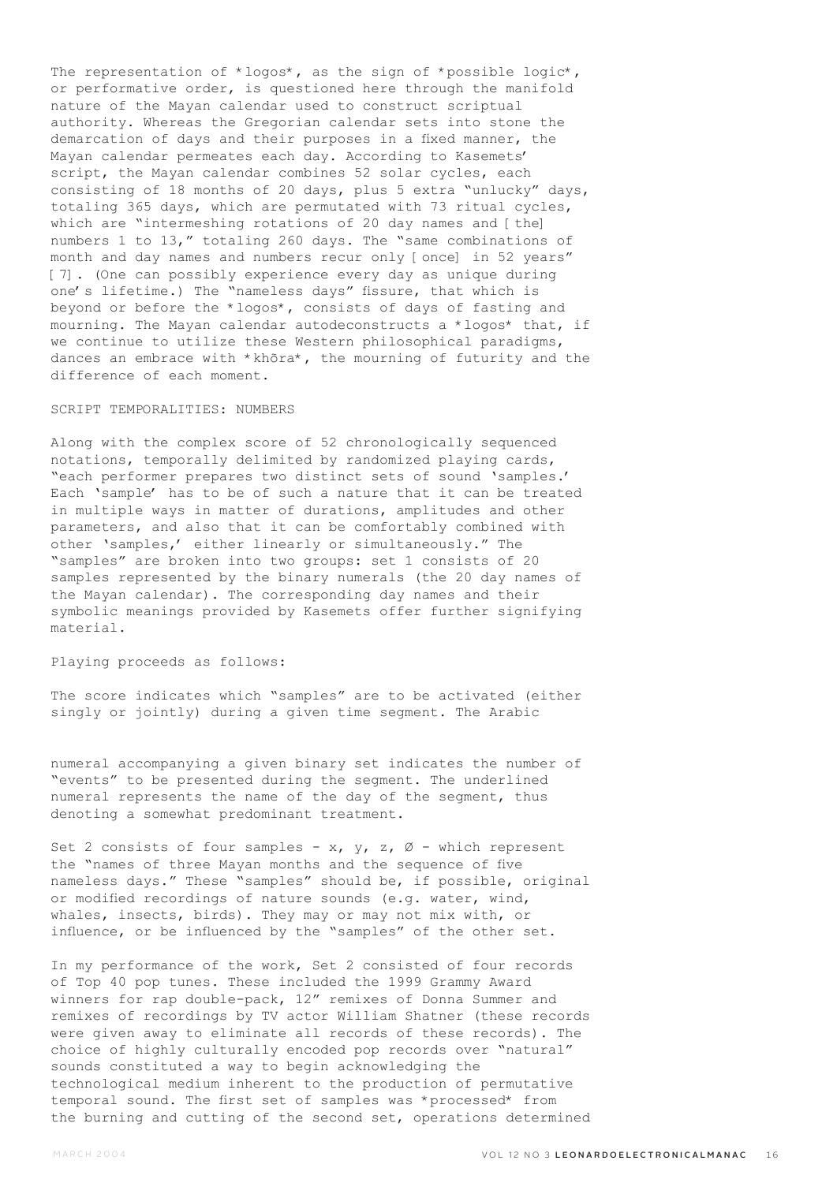The representation of *logos*, as the sign of *possible logic*, or performative order, is questioned here through the manifold nature of the Mayan calendar used to construct scriptual authority. Whereas the Gregorian calendar sets into stone the demarcation of days and their purposes in a fixed manner, the Mayan calendar permeates each day. According to Kasemets' script, the Mayan calendar combines 52 solar cycles, each consisting of 18 months of 20 days, plus 5 extra "unlucky" days, totaling 365 days, which are permutated with 73 ritual cycles, which are "intermeshing rotations of 20 day names and [the] numbers 1 to 13," totaling 260 days. The "same combinations of month and day names and numbers recur only [once] in 52 years" [7]. (One can possibly experience every day as unique during one's lifetime.) The "nameless days" fissure, that which is beyond or before the *logos*, consists of days of fasting and mourning. The Mayan calendar autodeconstructs a *logos* that, if we continue to utilize these Western philosophical paradigms, dances an embrace with *khōra*, the mourning of futurity and the difference of each moment.

## SCRIPT TEMPORALITIES: NUMBERS

Along with the complex score of 52 chronologically sequenced notations, temporally delimited by randomized playing cards, "each performer prepares two distinct sets of sound 'samples.' Each 'sample' has to be of such a nature that it can be treated in multiple ways in matter of durations, amplitudes and other parameters, and also that it can be comfortably combined with other 'samples,' either linearly or simultaneously." The "samples" are broken into two groups: set 1 consists of 20 samples represented by the binary numerals (the 20 day names of the Mayan calendar). The corresponding day names and their symbolic meanings provided by Kasemets offer further signifying material.

Playing proceeds as follows:

The score indicates which "samples" are to be activated (either singly or jointly) during a given time segment. The Arabic numeral accompanying a given binary set indicates the number of "events" to be presented during the segment. The underlined numeral represents the name of the day of the segment, thus denoting a somewhat predominant treatment.

Set 2 consists of four samples - x, y, z, Ø - which represent the "names of three Mayan months and the sequence of five nameless days." These "samples" should be, if possible, original or modified recordings of nature sounds (e.g. water, wind, whales, insects, birds). They may or may not mix with, or influence, or be influenced by the "samples" of the other set.

In my performance of the work, Set 2 consisted of four records of Top 40 pop tunes. These included the 1999 Grammy Award winners for rap double-pack, 12" remixes of Donna Summer and remixes of recordings by TV actor William Shatner (these records were given away to eliminate all records of these records). The choice of highly culturally encoded pop records over "natural" sounds constituted a way to begin acknowledging the technological medium inherent to the production of permutative temporal sound. The first set of samples was *processed* from the burning and cutting of the second set, operations determined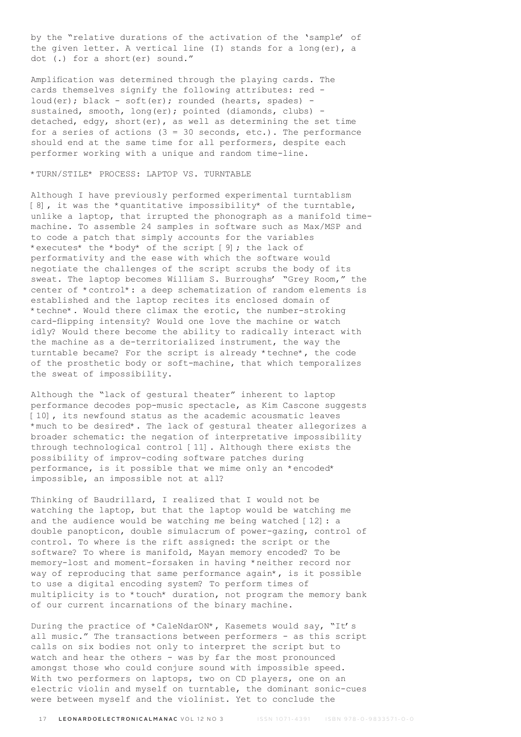by the "relative durations of the activation of the 'sample' of the given letter. A vertical line (I) stands for a long(er), a dot (.) for a short(er) sound."

Amplification was determined through the playing cards. The cards themselves signify the following attributes: red - loud(er); black - soft(er); rounded (hearts, spades) - sustained, smooth, long(er); pointed (diamonds, clubs) - detached, edgy, short(er), as well as determining the set time for a series of actions (3 = 30 seconds, etc.). The performance should end at the same time for all performers, despite each performer working with a unique and random time-line.

## *TURN/STILE* PROCESS: LAPTOP VS. TURNTABLE

Although I have previously performed experimental turntablism [8], it was the *quantitative impossibility* of the turntable, unlike a laptop, that irrupted the phonograph as a manifold time-machine. To assemble 24 samples in software such as Max/MSP and to code a patch that simply accounts for the variables *executes* the *body* of the script [9]; the lack of performativity and the ease with which the software would negotiate the challenges of the script scrubs the body of its sweat. The laptop becomes William S. Burroughs' "Grey Room," the center of *control*: a deep schematization of random elements is established and the laptop recites its enclosed domain of *techne*. Would there climax the erotic, the number-stroking card-flipping intensity? Would one love the machine or watch idly? Would there become the ability to radically interact with the machine as a de-territorialized instrument, the way the turntable became? For the script is already *techne*, the code of the prosthetic body or soft-machine, that which temporalizes the sweat of impossibility.

Although the "lack of gestural theater" inherent to laptop performance decodes pop-music spectacle, as Kim Cascone suggests [10], its newfound status as the academic acousmatic leaves *much to be desired*. The lack of gestural theater allegorizes a broader schematic: the negation of interpretative impossibility through technological control [11]. Although there exists the possibility of improv-coding software patches during performance, is it possible that we mime only an *encoded* impossible, an impossible not at all?

Thinking of Baudrillard, I realized that I would not be watching the laptop, but that the laptop would be watching me and the audience would be watching me being watched [12]: a double panopticon, double simulacrum of power-gazing, control of control. To where is the rift assigned: the script or the software? To where is manifold, Mayan memory encoded? To be memory-lost and moment-forsaken in having *neither record nor way of reproducing that same performance again*, is it possible to use a digital encoding system? To perform times of multiplicity is to *touch* duration, not program the memory bank of our current incarnations of the binary machine.

During the practice of *CaleNdarON*, Kasemets would say, "It's all music." The transactions between performers - as this script calls on six bodies not only to interpret the script but to watch and hear the others - was by far the most pronounced amongst those who could conjure sound with impossible speed. With two performers on laptops, two on CD players, one on an electric violin and myself on turntable, the dominant sonic-cues were between myself and the violinist. Yet to conclude the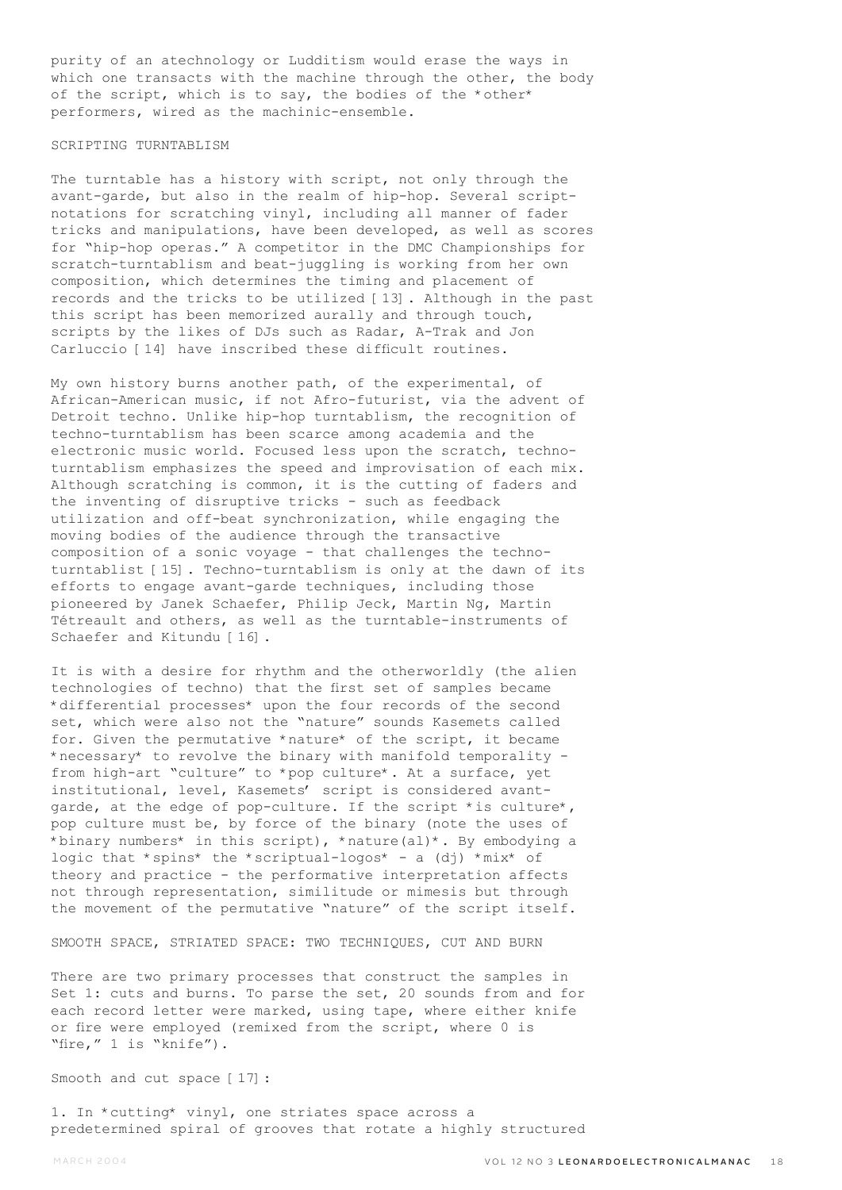purity of an atechnology or Ludditism would erase the ways in which one transacts with the machine through the other, the body of the script, which is to say, the bodies of the *other* performers, wired as the machinic-ensemble.

## SCRIPTING TURNTABLISM

The turntable has a history with script, not only through the avant-garde, but also in the realm of hip-hop. Several script-notations for scratching vinyl, including all manner of fader tricks and manipulations, have been developed, as well as scores for "hip-hop operas." A competitor in the DMC Championships for scratch-turntablism and beat-juggling is working from her own composition, which determines the timing and placement of records and the tricks to be utilized [13]. Although in the past this script has been memorized aurally and through touch, scripts by the likes of DJs such as Radar, A-Trak and Jon Carluccio [14] have inscribed these difficult routines.

My own history burns another path, of the experimental, of African-American music, if not Afro-futurist, via the advent of Detroit techno. Unlike hip-hop turntablism, the recognition of techno-turntablism has been scarce among academia and the electronic music world. Focused less upon the scratch, techno-turntablism emphasizes the speed and improvisation of each mix. Although scratching is common, it is the cutting of faders and the inventing of disruptive tricks - such as feedback utilization and off-beat synchronization, while engaging the moving bodies of the audience through the transactive composition of a sonic voyage - that challenges the techno-turntablist [15]. Techno-turntablism is only at the dawn of its efforts to engage avant-garde techniques, including those pioneered by Janek Schaefer, Philip Jeck, Martin Ng, Martin Tétreault and others, as well as the turntable-instruments of Schaefer and Kitundu [16].

It is with a desire for rhythm and the otherworldly (the alien technologies of techno) that the first set of samples became *differential processes* upon the four records of the second set, which were also not the "nature" sounds Kasemets called for. Given the permutative *nature* of the script, it became *necessary* to revolve the binary with manifold temporality - from high-art "culture" to *pop culture*. At a surface, yet institutional, level, Kasemets' script is considered avant-garde, at the edge of pop-culture. If the script *is culture*, pop culture must be, by force of the binary (note the uses of *binary numbers* in this script), *nature(al)*. By embodying a logic that *spins* the *scriptual-logos* - a (dj) *mix* of theory and practice - the performative interpretation affects not through representation, similitude or mimesis but through the movement of the permutative "nature" of the script itself.

## SMOOTH SPACE, STRIATED SPACE: TWO TECHNIQUES, CUT AND BURN

There are two primary processes that construct the samples in Set 1: cuts and burns. To parse the set, 20 sounds from and for each record letter were marked, using tape, where either knife or fire were employed (remixed from the script, where 0 is "fire," 1 is "knife").

Smooth and cut space [17]:

1. In *cutting* vinyl, one striates space across a predetermined spiral of grooves that rotate a highly structured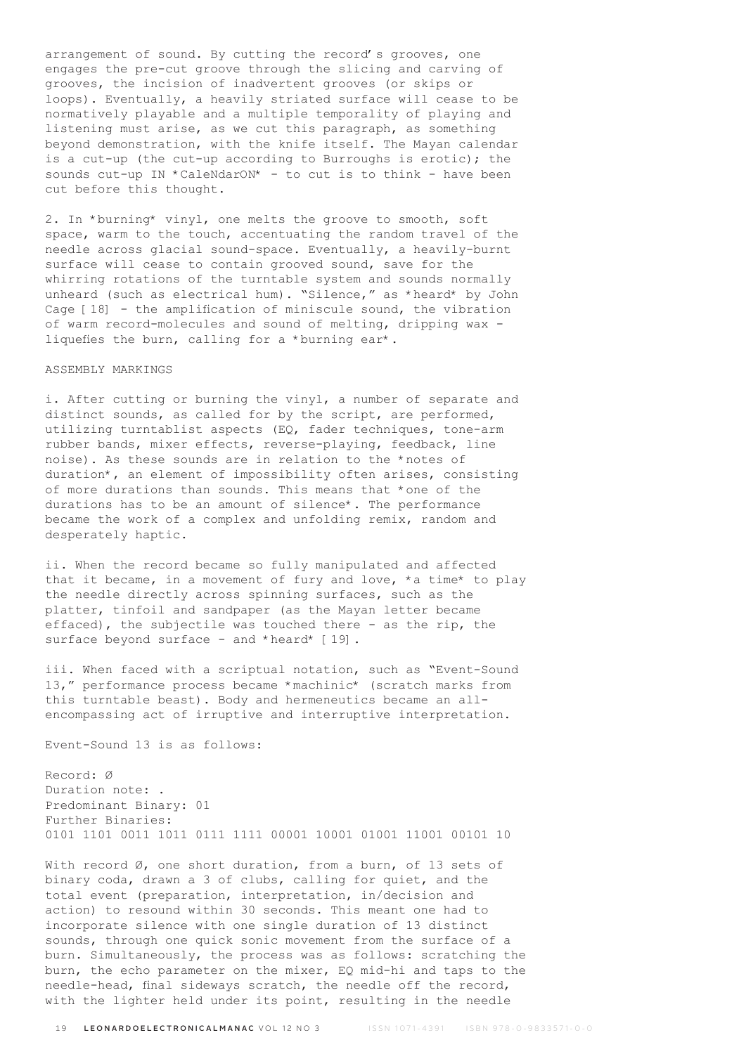arrangement of sound. By cutting the record's grooves, one engages the pre-cut groove through the slicing and carving of grooves, the incision of inadvertent grooves (or skips or loops). Eventually, a heavily striated surface will cease to be normatively playable and a multiple temporality of playing and listening must arise, as we cut this paragraph, as something beyond demonstration, with the knife itself. The Mayan calendar is a cut-up (the cut-up according to Burroughs is erotic); the sounds cut-up IN *CaleNdarON* - to cut is to think - have been cut before this thought.

2. In *burning* vinyl, one melts the groove to smooth, soft space, warm to the touch, accentuating the random travel of the needle across glacial sound-space. Eventually, a heavily-burnt surface will cease to contain grooved sound, save for the whirring rotations of the turntable system and sounds normally unheard (such as electrical hum). "Silence," as *heard* by John Cage [18] - the amplification of miniscule sound, the vibration of warm record-molecules and sound of melting, dripping wax - liquefies the burn, calling for a *burning ear*.

ASSEMBLY MARKINGS

i. After cutting or burning the vinyl, a number of separate and distinct sounds, as called for by the script, are performed, utilizing turntablist aspects (EQ, fader techniques, tone-arm rubber bands, mixer effects, reverse-playing, feedback, line noise). As these sounds are in relation to the *notes of duration*, an element of impossibility often arises, consisting of more durations than sounds. This means that *one of the durations has to be an amount of silence*. The performance became the work of a complex and unfolding remix, random and desperately haptic.

ii. When the record became so fully manipulated and affected that it became, in a movement of fury and love, *a time* to play the needle directly across spinning surfaces, such as the platter, tinfoil and sandpaper (as the Mayan letter became effaced), the subjectile was touched there - as the rip, the surface beyond surface - and *heard* [19].

iii. When faced with a scriptual notation, such as "Event-Sound 13," performance process became *machinic* (scratch marks from this turntable beast). Body and hermeneutics became an all-encompassing act of irruptive and interruptive interpretation.

Event-Sound 13 is as follows:

Record: Ø
Duration note: .
Predominant Binary: 01
Further Binaries:
0101 1101 0011 1011 0111 1111 00001 10001 01001 11001 00101 10

With record Ø, one short duration, from a burn, of 13 sets of binary coda, drawn a 3 of clubs, calling for quiet, and the total event (preparation, interpretation, in/decision and action) to resound within 30 seconds. This meant one had to incorporate silence with one single duration of 13 distinct sounds, through one quick sonic movement from the surface of a burn. Simultaneously, the process was as follows: scratching the burn, the echo parameter on the mixer, EQ mid-hi and taps to the needle-head, final sideways scratch, the needle off the record, with the lighter held under its point, resulting in the needle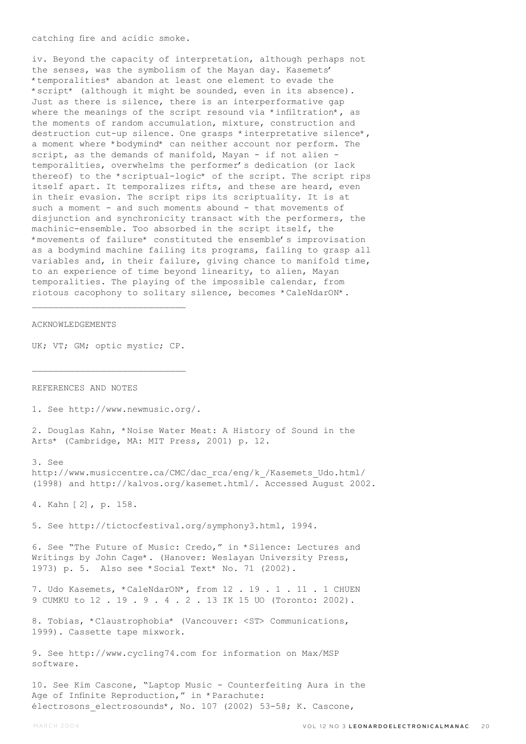catching fire and acidic smoke.

iv. Beyond the capacity of interpretation, although perhaps not the senses, was the symbolism of the Mayan day. Kasemets' *temporalities* abandon at least one element to evade the *script* (although it might be sounded, even in its absence). Just as there is silence, there is an interperformative gap where the meanings of the script resound via *infiltration*, as the moments of random accumulation, mixture, construction and destruction cut-up silence. One grasps *interpretative silence*, a moment where *bodymind* can neither account nor perform. The script, as the demands of manifold, Mayan - if not alien - temporalities, overwhelms the performer's dedication (or lack thereof) to the *scriptual-logic* of the script. The script rips itself apart. It temporalizes rifts, and these are heard, even in their evasion. The script rips its scriptuality. It is at such a moment - and such moments abound - that movements of disjunction and synchronicity transact with the performers, the machinic-ensemble. Too absorbed in the script itself, the *movements of failure* constituted the ensemble's improvisation as a bodymind machine failing its programs, failing to grasp all variables and, in their failure, giving chance to manifold time, to an experience of time beyond linearity, to alien, Mayan temporalities. The playing of the impossible calendar, from riotous cacophony to solitary silence, becomes *CaleNdarON*.

---

ACKNOWLEDGEMENTS

UK; VT; GM; optic mystic; CP.

---

REFERENCES AND NOTES

1. See http://www.newmusic.org/.

2. Douglas Kahn, *Noise Water Meat: A History of Sound in the Arts* (Cambridge, MA: MIT Press, 2001) p. 12.

3. See http://www.musiccentre.ca/CMC/dac_rca/eng/k_/Kasemets_Udo.html/ (1998) and http://kalvos.org/kasemet.html/. Accessed August 2002.

4. Kahn [2], p. 158.

5. See http://tictocfestival.org/symphony3.html, 1994.

6. See "The Future of Music: Credo," in *Silence: Lectures and Writings by John Cage*. (Hanover: Weslayan University Press, 1973) p. 5. Also see *Social Text* No. 71 (2002).

7. Udo Kasemets, *CaleNdarON*, from 12 . 19 . 1 . 11 . 1 CHUEN 9 CUMKU to 12 . 19 . 9 . 4 . 2 . 13 IK 15 UO (Toronto: 2002).

8. Tobias, *Claustrophobia* (Vancouver: <ST> Communications, 1999). Cassette tape mixwork.

9. See http://www.cycling74.com for information on Max/MSP software.

10. See Kim Cascone, "Laptop Music - Counterfeiting Aura in the Age of Infinite Reproduction," in *Parachute: électrosons_electrosounds*, No. 107 (2002) 53-58; K. Cascone,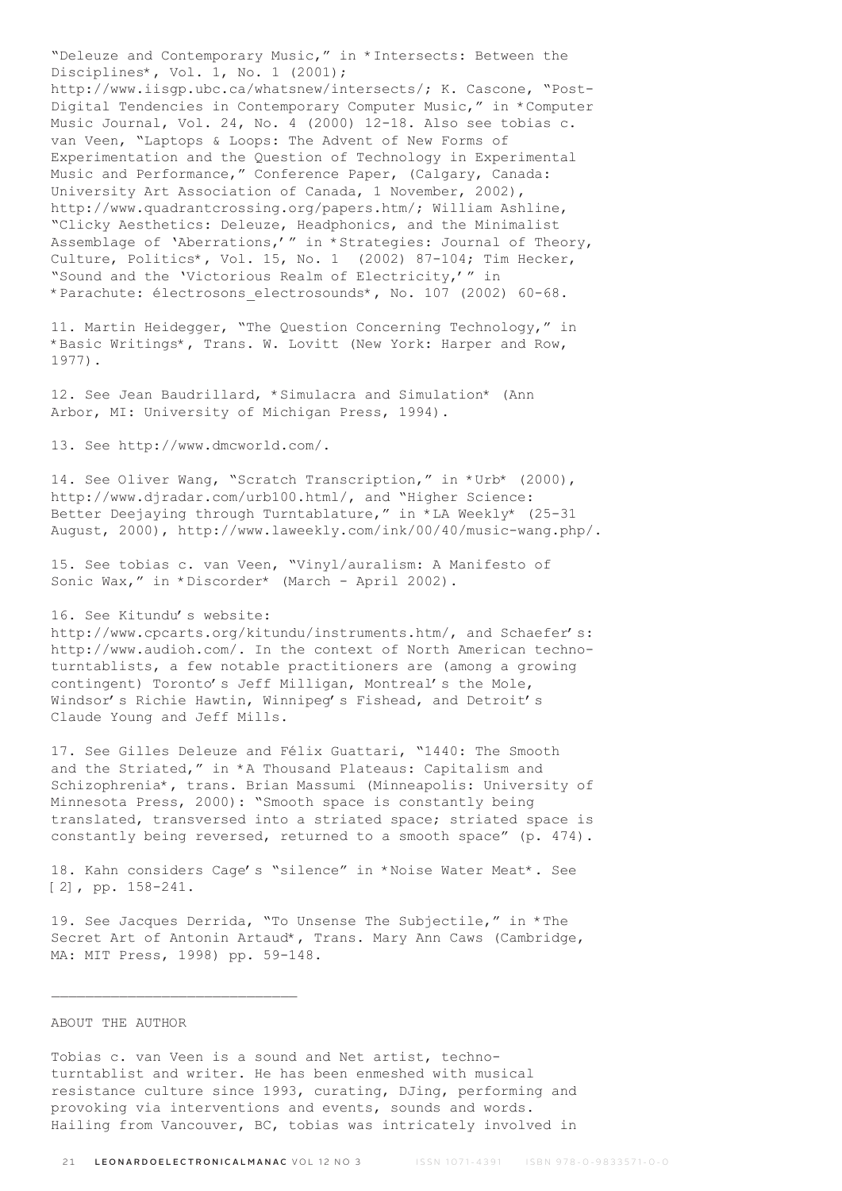"Deleuze and Contemporary Music," in *Intersects: Between the Disciplines*, Vol. 1, No. 1 (2001); http://www.iisgp.ubc.ca/whatsnew/intersects/; K. Cascone, "Post-Digital Tendencies in Contemporary Computer Music," in *Computer Music Journal, Vol. 24, No. 4 (2000) 12-18. Also see tobias c. van Veen, "Laptops & Loops: The Advent of New Forms of Experimentation and the Question of Technology in Experimental Music and Performance," Conference Paper, (Calgary, Canada: University Art Association of Canada, 1 November, 2002), http://www.quadrantcrossing.org/papers.htm/; William Ashline, "Clicky Aesthetics: Deleuze, Headphonics, and the Minimalist Assemblage of 'Aberrations,'" in *Strategies: Journal of Theory, Culture, Politics*, Vol. 15, No. 1 (2002) 87-104; Tim Hecker, "Sound and the 'Victorious Realm of Electricity,'" in *Parachute: électrosons_electrosounds*, No. 107 (2002) 60-68.

11. Martin Heidegger, "The Question Concerning Technology," in *Basic Writings*, Trans. W. Lovitt (New York: Harper and Row, 1977).

12. See Jean Baudrillard, *Simulacra and Simulation* (Ann Arbor, MI: University of Michigan Press, 1994).

13. See http://www.dmcworld.com/.

14. See Oliver Wang, "Scratch Transcription," in *Urb* (2000), http://www.djradar.com/urb100.html/, and "Higher Science: Better Deejaying through Turntablature," in *LA Weekly* (25-31 August, 2000), http://www.laweekly.com/ink/00/40/music-wang.php/.

15. See tobias c. van Veen, "Vinyl/auralism: A Manifesto of Sonic Wax," in *Discorder* (March - April 2002).

16. See Kitundu's website: http://www.cpcarts.org/kitundu/instruments.htm/, and Schaefer's: http://www.audioh.com/. In the context of North American techno-turntablists, a few notable practitioners are (among a growing contingent) Toronto's Jeff Milligan, Montreal's the Mole, Windsor's Richie Hawtin, Winnipeg's Fishead, and Detroit's Claude Young and Jeff Mills.

17. See Gilles Deleuze and Félix Guattari, "1440: The Smooth and the Striated," in *A Thousand Plateaus: Capitalism and Schizophrenia*, trans. Brian Massumi (Minneapolis: University of Minnesota Press, 2000): "Smooth space is constantly being translated, transversed into a striated space; striated space is constantly being reversed, returned to a smooth space" (p. 474).

18. Kahn considers Cage's "silence" in *Noise Water Meat*. See [2], pp. 158-241.

19. See Jacques Derrida, "To Unsense The Subjectile," in *The Secret Art of Antonin Artaud*, Trans. Mary Ann Caws (Cambridge, MA: MIT Press, 1998) pp. 59-148.

---

ABOUT THE AUTHOR

Tobias c. van Veen is a sound and Net artist, techno-turntablist and writer. He has been enmeshed with musical resistance culture since 1993, curating, DJing, performing and provoking via interventions and events, sounds and words. Hailing from Vancouver, BC, tobias was intricately involved in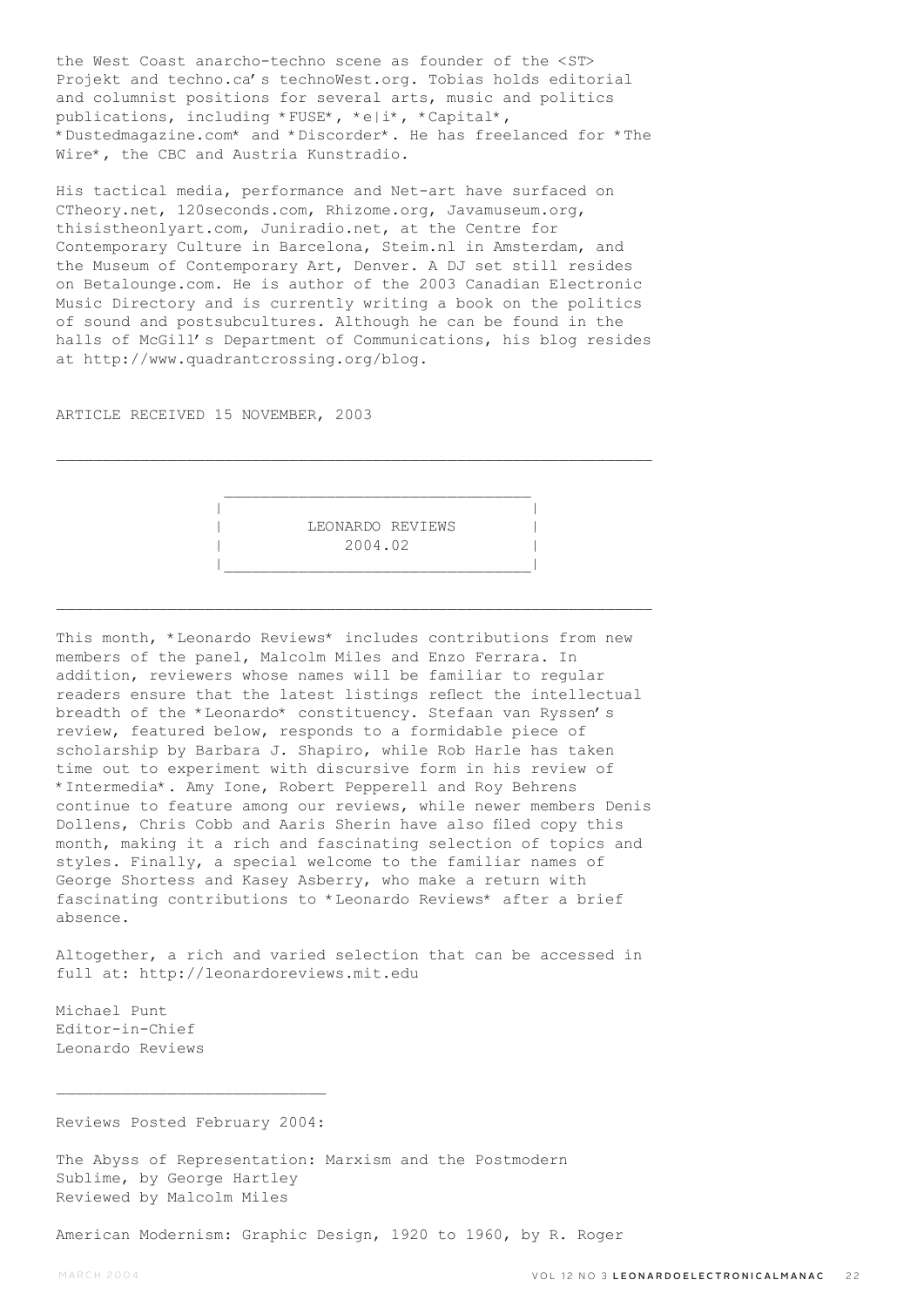the West Coast anarcho-techno scene as founder of the <ST> Projekt and techno.ca's technoWest.org. Tobias holds editorial and columnist positions for several arts, music and politics publications, including *FUSE*, *e|i*, *Capital*, *Dustedmagazine.com* and *Discorder*. He has freelanced for *The Wire*, the CBC and Austria Kunstradio.

His tactical media, performance and Net-art have surfaced on CTheory.net, 120seconds.com, Rhizome.org, Javamuseum.org, thisistheonlyart.com, Juniradio.net, at the Centre for Contemporary Culture in Barcelona, Steim.nl in Amsterdam, and the Museum of Contemporary Art, Denver. A DJ set still resides on Betalounge.com. He is author of the 2003 Canadian Electronic Music Directory and is currently writing a book on the politics of sound and postsubcultures. Although he can be found in the halls of McGill's Department of Communications, his blog resides at http://www.quadrantcrossing.org/blog.

ARTICLE RECEIVED 15 NOVEMBER, 2003

---

# LEONARDO REVIEWS 2004.02

---

This month, *Leonardo Reviews* includes contributions from new members of the panel, Malcolm Miles and Enzo Ferrara. In addition, reviewers whose names will be familiar to regular readers ensure that the latest listings reflect the intellectual breadth of the *Leonardo* constituency. Stefaan van Ryssen's review, featured below, responds to a formidable piece of scholarship by Barbara J. Shapiro, while Rob Harle has taken time out to experiment with discursive form in his review of *Intermedia*. Amy Ione, Robert Pepperell and Roy Behrens continue to feature among our reviews, while newer members Denis Dollens, Chris Cobb and Aaris Sherin have also filed copy this month, making it a rich and fascinating selection of topics and styles. Finally, a special welcome to the familiar names of George Shortess and Kasey Asberry, who make a return with fascinating contributions to *Leonardo Reviews* after a brief absence.

Altogether, a rich and varied selection that can be accessed in full at: http://leonardoreviews.mit.edu

Michael Punt
Editor-in-Chief
Leonardo Reviews

---

Reviews Posted February 2004:

The Abyss of Representation: Marxism and the Postmodern Sublime, by George Hartley
Reviewed by Malcolm Miles

American Modernism: Graphic Design, 1920 to 1960, by R. Roger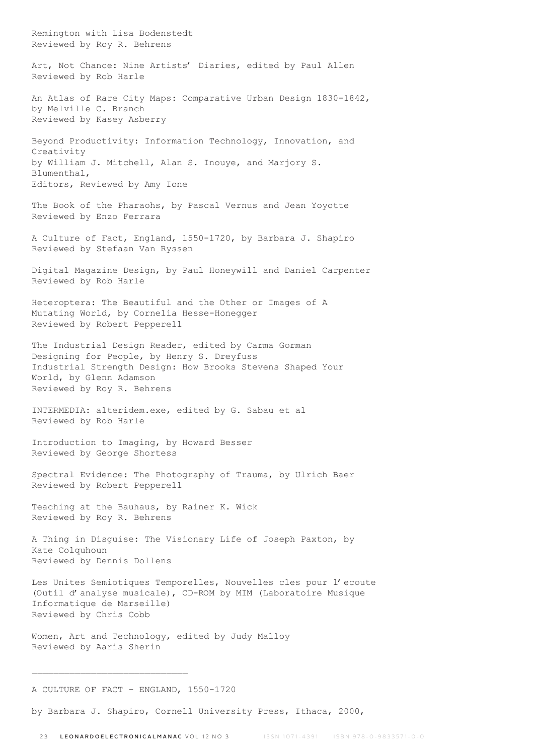Remington with Lisa Bodenstedt
Reviewed by Roy R. Behrens

Art, Not Chance: Nine Artists' Diaries, edited by Paul Allen
Reviewed by Rob Harle

An Atlas of Rare City Maps: Comparative Urban Design 1830-1842, by Melville C. Branch
Reviewed by Kasey Asberry

Beyond Productivity: Information Technology, Innovation, and Creativity
by William J. Mitchell, Alan S. Inouye, and Marjory S. Blumenthal,
Editors, Reviewed by Amy Ione

The Book of the Pharaohs, by Pascal Vernus and Jean Yoyotte
Reviewed by Enzo Ferrara

A Culture of Fact, England, 1550-1720, by Barbara J. Shapiro
Reviewed by Stefaan Van Ryssen

Digital Magazine Design, by Paul Honeywill and Daniel Carpenter
Reviewed by Rob Harle

Heteroptera: The Beautiful and the Other or Images of A Mutating World, by Cornelia Hesse-Honegger
Reviewed by Robert Pepperell

The Industrial Design Reader, edited by Carma Gorman
Designing for People, by Henry S. Dreyfuss
Industrial Strength Design: How Brooks Stevens Shaped Your World, by Glenn Adamson
Reviewed by Roy R. Behrens

INTERMEDIA: alteridem.exe, edited by G. Sabau et al
Reviewed by Rob Harle

Introduction to Imaging, by Howard Besser
Reviewed by George Shortess

Spectral Evidence: The Photography of Trauma, by Ulrich Baer
Reviewed by Robert Pepperell

Teaching at the Bauhaus, by Rainer K. Wick
Reviewed by Roy R. Behrens

A Thing in Disguise: The Visionary Life of Joseph Paxton, by Kate Colquhoun
Reviewed by Dennis Dollens

Les Unites Semiotiques Temporelles, Nouvelles cles pour l'ecoute (Outil d'analyse musicale), CD-ROM by MIM (Laboratoire Musique Informatique de Marseille)
Reviewed by Chris Cobb

Women, Art and Technology, edited by Judy Malloy
Reviewed by Aaris Sherin

---

A CULTURE OF FACT - ENGLAND, 1550-1720

by Barbara J. Shapiro, Cornell University Press, Ithaca, 2000,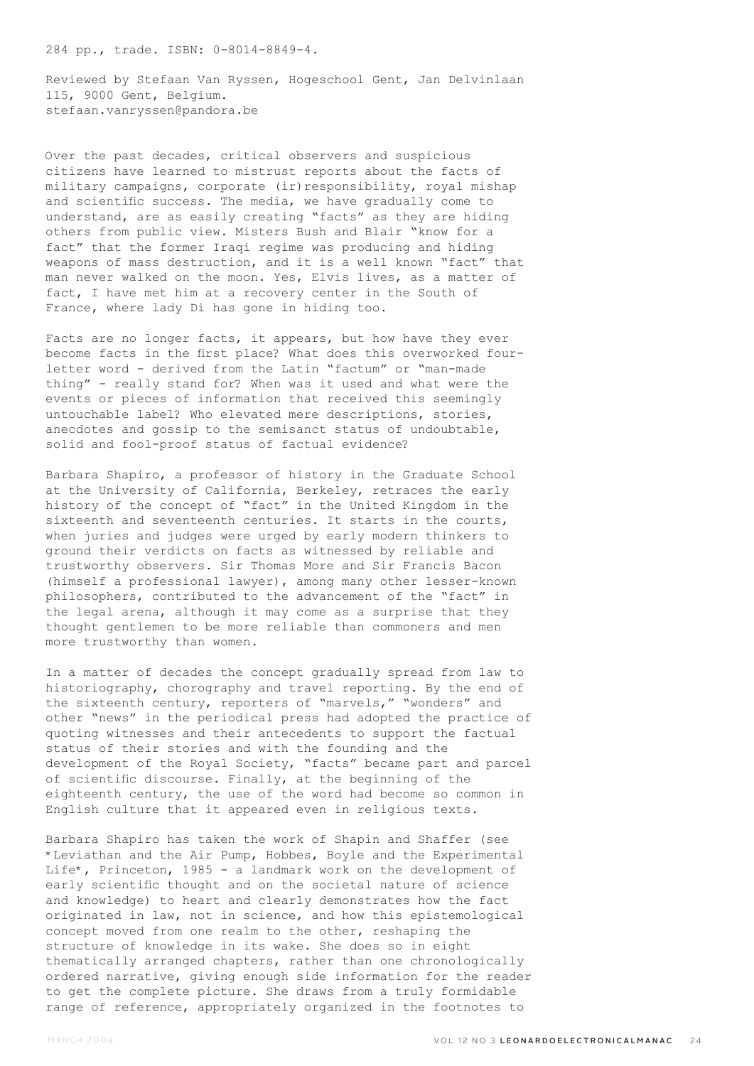284 pp., trade. ISBN: 0-8014-8849-4.

Reviewed by Stefaan Van Ryssen, Hogeschool Gent, Jan Delvinlaan 115, 9000 Gent, Belgium. stefaan.vanryssen@pandora.be

Over the past decades, critical observers and suspicious citizens have learned to mistrust reports about the facts of military campaigns, corporate (ir)responsibility, royal mishap and scientific success. The media, we have gradually come to understand, are as easily creating "facts" as they are hiding others from public view. Misters Bush and Blair "know for a fact" that the former Iraqi regime was producing and hiding weapons of mass destruction, and it is a well known "fact" that man never walked on the moon. Yes, Elvis lives, as a matter of fact, I have met him at a recovery center in the South of France, where lady Di has gone in hiding too.

Facts are no longer facts, it appears, but how have they ever become facts in the first place? What does this overworked four-letter word - derived from the Latin "factum" or "man-made thing" - really stand for? When was it used and what were the events or pieces of information that received this seemingly untouchable label? Who elevated mere descriptions, stories, anecdotes and gossip to the semisanct status of undoubtable, solid and fool-proof status of factual evidence?

Barbara Shapiro, a professor of history in the Graduate School at the University of California, Berkeley, retraces the early history of the concept of "fact" in the United Kingdom in the sixteenth and seventeenth centuries. It starts in the courts, when juries and judges were urged by early modern thinkers to ground their verdicts on facts as witnessed by reliable and trustworthy observers. Sir Thomas More and Sir Francis Bacon (himself a professional lawyer), among many other lesser-known philosophers, contributed to the advancement of the "fact" in the legal arena, although it may come as a surprise that they thought gentlemen to be more reliable than commoners and men more trustworthy than women.

In a matter of decades the concept gradually spread from law to historiography, chorography and travel reporting. By the end of the sixteenth century, reporters of "marvels," "wonders" and other "news" in the periodical press had adopted the practice of quoting witnesses and their antecedents to support the factual status of their stories and with the founding and the development of the Royal Society, "facts" became part and parcel of scientific discourse. Finally, at the beginning of the eighteenth century, the use of the word had become so common in English culture that it appeared even in religious texts.

Barbara Shapiro has taken the work of Shapin and Shaffer (see *Leviathan and the Air Pump, Hobbes, Boyle and the Experimental Life*, Princeton, 1985 - a landmark work on the development of early scientific thought and on the societal nature of science and knowledge) to heart and clearly demonstrates how the fact originated in law, not in science, and how this epistemological concept moved from one realm to the other, reshaping the structure of knowledge in its wake. She does so in eight thematically arranged chapters, rather than one chronologically ordered narrative, giving enough side information for the reader to get the complete picture. She draws from a truly formidable range of reference, appropriately organized in the footnotes to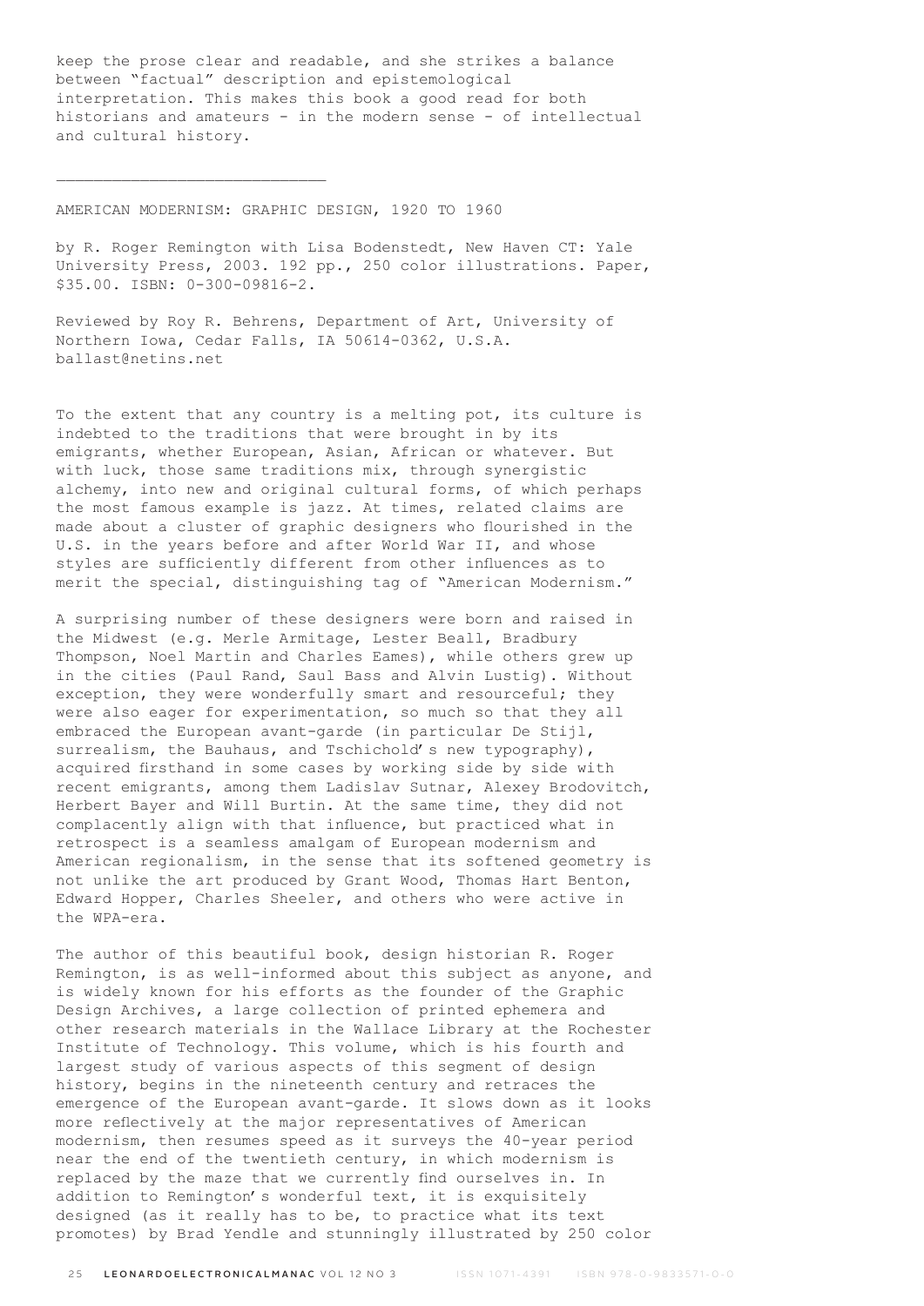keep the prose clear and readable, and she strikes a balance between "factual" description and epistemological interpretation. This makes this book a good read for both historians and amateurs - in the modern sense - of intellectual and cultural history.

---

## AMERICAN MODERNISM: GRAPHIC DESIGN, 1920 TO 1960

by R. Roger Remington with Lisa Bodenstedt, New Haven CT: Yale University Press, 2003. 192 pp., 250 color illustrations. Paper, $35.00. ISBN: 0-300-09816-2.

Reviewed by Roy R. Behrens, Department of Art, University of Northern Iowa, Cedar Falls, IA 50614-0362, U.S.A. ballast@netins.net

To the extent that any country is a melting pot, its culture is indebted to the traditions that were brought in by its emigrants, whether European, Asian, African or whatever. But with luck, those same traditions mix, through synergistic alchemy, into new and original cultural forms, of which perhaps the most famous example is jazz. At times, related claims are made about a cluster of graphic designers who flourished in the U.S. in the years before and after World War II, and whose styles are sufficiently different from other influences as to merit the special, distinguishing tag of "American Modernism."

A surprising number of these designers were born and raised in the Midwest (e.g. Merle Armitage, Lester Beall, Bradbury Thompson, Noel Martin and Charles Eames), while others grew up in the cities (Paul Rand, Saul Bass and Alvin Lustig). Without exception, they were wonderfully smart and resourceful; they were also eager for experimentation, so much so that they all embraced the European avant-garde (in particular De Stijl, surrealism, the Bauhaus, and Tschichold's new typography), acquired firsthand in some cases by working side by side with recent emigrants, among them Ladislav Sutnar, Alexey Brodovitch, Herbert Bayer and Will Burtin. At the same time, they did not complacently align with that influence, but practiced what in retrospect is a seamless amalgam of European modernism and American regionalism, in the sense that its softened geometry is not unlike the art produced by Grant Wood, Thomas Hart Benton, Edward Hopper, Charles Sheeler, and others who were active in the WPA-era.

The author of this beautiful book, design historian R. Roger Remington, is as well-informed about this subject as anyone, and is widely known for his efforts as the founder of the Graphic Design Archives, a large collection of printed ephemera and other research materials in the Wallace Library at the Rochester Institute of Technology. This volume, which is his fourth and largest study of various aspects of this segment of design history, begins in the nineteenth century and retraces the emergence of the European avant-garde. It slows down as it looks more reflectively at the major representatives of American modernism, then resumes speed as it surveys the 40-year period near the end of the twentieth century, in which modernism is replaced by the maze that we currently find ourselves in. In addition to Remington's wonderful text, it is exquisitely designed (as it really has to be, to practice what its text promotes) by Brad Yendle and stunningly illustrated by 250 color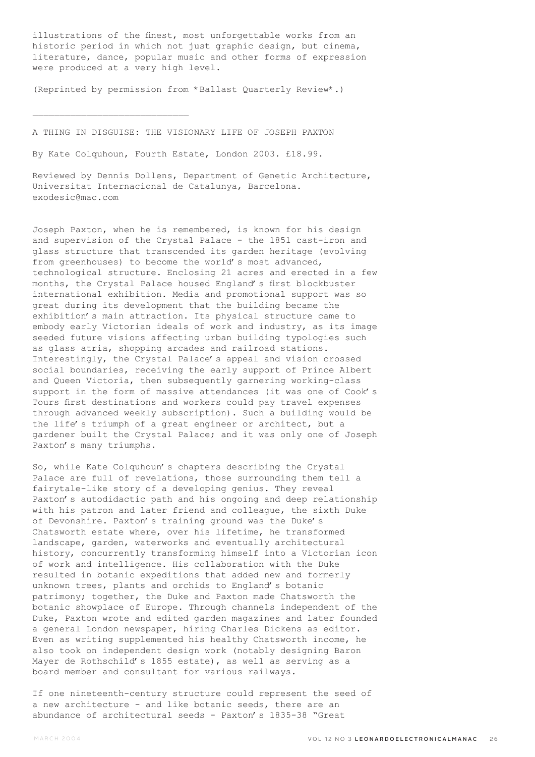illustrations of the finest, most unforgettable works from an historic period in which not just graphic design, but cinema, literature, dance, popular music and other forms of expression were produced at a very high level.

(Reprinted by permission from *Ballast Quarterly Review*.)

---

A THING IN DISGUISE: THE VISIONARY LIFE OF JOSEPH PAXTON

By Kate Colquhoun, Fourth Estate, London 2003. £18.99.

Reviewed by Dennis Dollens, Department of Genetic Architecture, Universitat Internacional de Catalunya, Barcelona. exodesic@mac.com

Joseph Paxton, when he is remembered, is known for his design and supervision of the Crystal Palace - the 1851 cast-iron and glass structure that transcended its garden heritage (evolving from greenhouses) to become the world's most advanced, technological structure. Enclosing 21 acres and erected in a few months, the Crystal Palace housed England's first blockbuster international exhibition. Media and promotional support was so great during its development that the building became the exhibition's main attraction. Its physical structure came to embody early Victorian ideals of work and industry, as its image seeded future visions affecting urban building typologies such as glass atria, shopping arcades and railroad stations. Interestingly, the Crystal Palace's appeal and vision crossed social boundaries, receiving the early support of Prince Albert and Queen Victoria, then subsequently garnering working-class support in the form of massive attendances (it was one of Cook's Tours first destinations and workers could pay travel expenses through advanced weekly subscription). Such a building would be the life's triumph of a great engineer or architect, but a gardener built the Crystal Palace; and it was only one of Joseph Paxton's many triumphs.

So, while Kate Colquhoun's chapters describing the Crystal Palace are full of revelations, those surrounding them tell a fairytale-like story of a developing genius. They reveal Paxton's autodidactic path and his ongoing and deep relationship with his patron and later friend and colleague, the sixth Duke of Devonshire. Paxton's training ground was the Duke's Chatsworth estate where, over his lifetime, he transformed landscape, garden, waterworks and eventually architectural history, concurrently transforming himself into a Victorian icon of work and intelligence. His collaboration with the Duke resulted in botanic expeditions that added new and formerly unknown trees, plants and orchids to England's botanic patrimony; together, the Duke and Paxton made Chatsworth the botanic showplace of Europe. Through channels independent of the Duke, Paxton wrote and edited garden magazines and later founded a general London newspaper, hiring Charles Dickens as editor. Even as writing supplemented his healthy Chatsworth income, he also took on independent design work (notably designing Baron Mayer de Rothschild's 1855 estate), as well as serving as a board member and consultant for various railways.

If one nineteenth-century structure could represent the seed of a new architecture - and like botanic seeds, there are an abundance of architectural seeds - Paxton's 1835-38 "Great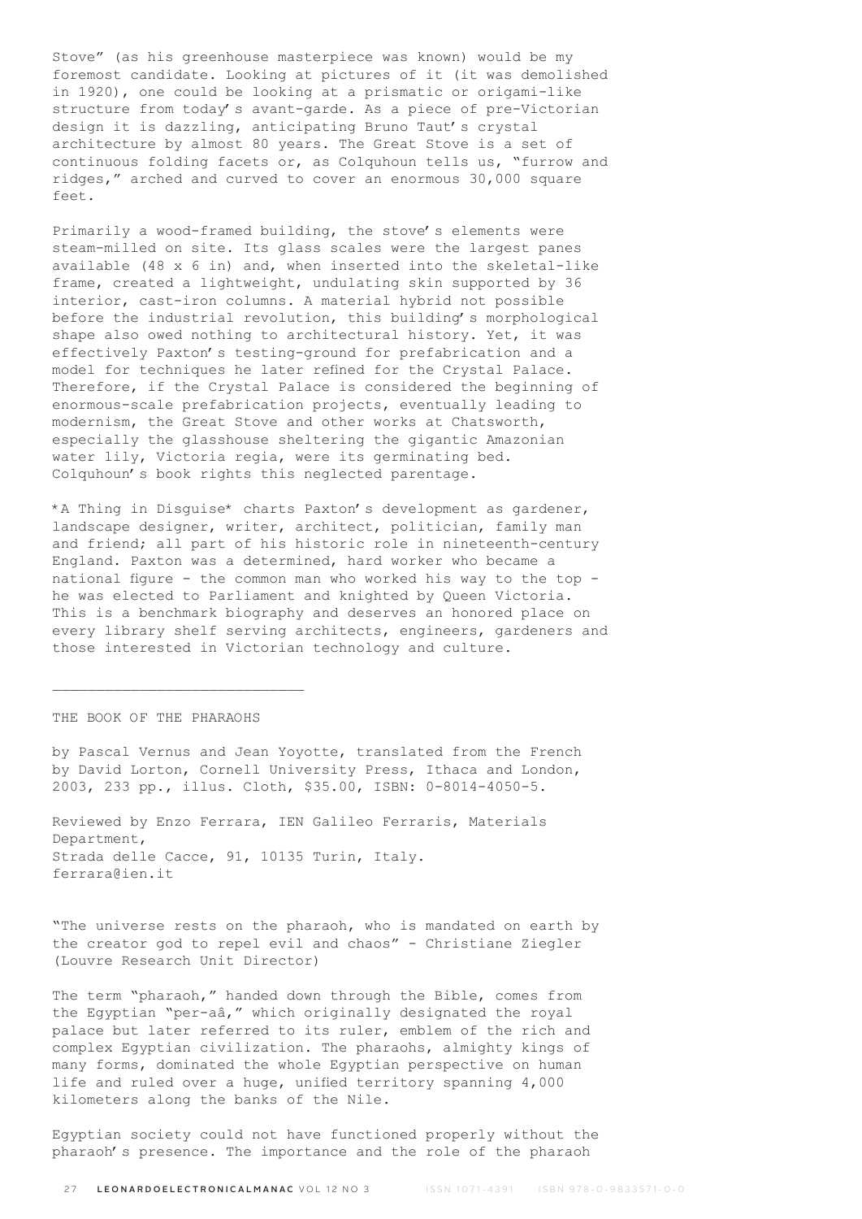Stove" (as his greenhouse masterpiece was known) would be my foremost candidate. Looking at pictures of it (it was demolished in 1920), one could be looking at a prismatic or origami-like structure from today's avant-garde. As a piece of pre-Victorian design it is dazzling, anticipating Bruno Taut's crystal architecture by almost 80 years. The Great Stove is a set of continuous folding facets or, as Colquhoun tells us, "furrow and ridges," arched and curved to cover an enormous 30,000 square feet.

Primarily a wood-framed building, the stove's elements were steam-milled on site. Its glass scales were the largest panes available (48 x 6 in) and, when inserted into the skeletal-like frame, created a lightweight, undulating skin supported by 36 interior, cast-iron columns. A material hybrid not possible before the industrial revolution, this building's morphological shape also owed nothing to architectural history. Yet, it was effectively Paxton's testing-ground for prefabrication and a model for techniques he later refined for the Crystal Palace. Therefore, if the Crystal Palace is considered the beginning of enormous-scale prefabrication projects, eventually leading to modernism, the Great Stove and other works at Chatsworth, especially the glasshouse sheltering the gigantic Amazonian water lily, Victoria regia, were its germinating bed. Colquhoun's book rights this neglected parentage.

*A Thing in Disguise* charts Paxton's development as gardener, landscape designer, writer, architect, politician, family man and friend; all part of his historic role in nineteenth-century England. Paxton was a determined, hard worker who became a national figure - the common man who worked his way to the top - he was elected to Parliament and knighted by Queen Victoria. This is a benchmark biography and deserves an honored place on every library shelf serving architects, engineers, gardeners and those interested in Victorian technology and culture.

---

THE BOOK OF THE PHARAOHS

by Pascal Vernus and Jean Yoyotte, translated from the French by David Lorton, Cornell University Press, Ithaca and London, 2003, 233 pp., illus. Cloth, $35.00, ISBN: 0-8014-4050-5.

Reviewed by Enzo Ferrara, IEN Galileo Ferraris, Materials Department,
Strada delle Cacce, 91, 10135 Turin, Italy.
ferrara@ien.it

"The universe rests on the pharaoh, who is mandated on earth by the creator god to repel evil and chaos" - Christiane Ziegler (Louvre Research Unit Director)

The term "pharaoh," handed down through the Bible, comes from the Egyptian "per-aâ," which originally designated the royal palace but later referred to its ruler, emblem of the rich and complex Egyptian civilization. The pharaohs, almighty kings of many forms, dominated the whole Egyptian perspective on human life and ruled over a huge, unified territory spanning 4,000 kilometers along the banks of the Nile.

Egyptian society could not have functioned properly without the pharaoh's presence. The importance and the role of the pharaoh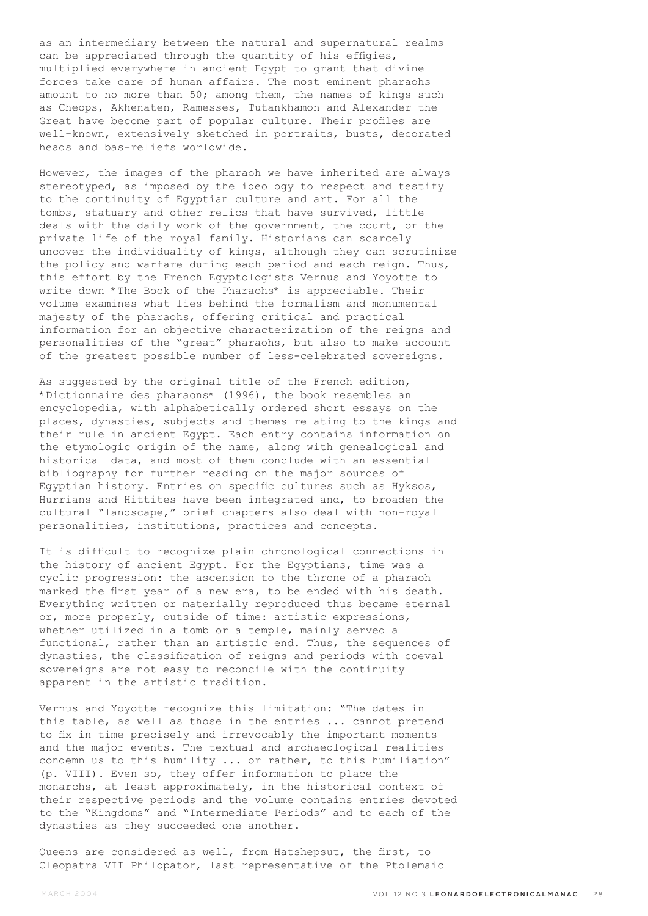as an intermediary between the natural and supernatural realms can be appreciated through the quantity of his effigies, multiplied everywhere in ancient Egypt to grant that divine forces take care of human affairs. The most eminent pharaohs amount to no more than 50; among them, the names of kings such as Cheops, Akhenaten, Ramesses, Tutankhamon and Alexander the Great have become part of popular culture. Their profiles are well-known, extensively sketched in portraits, busts, decorated heads and bas-reliefs worldwide.

However, the images of the pharaoh we have inherited are always stereotyped, as imposed by the ideology to respect and testify to the continuity of Egyptian culture and art. For all the tombs, statuary and other relics that have survived, little deals with the daily work of the government, the court, or the private life of the royal family. Historians can scarcely uncover the individuality of kings, although they can scrutinize the policy and warfare during each period and each reign. Thus, this effort by the French Egyptologists Vernus and Yoyotte to write down *The Book of the Pharaohs* is appreciable. Their volume examines what lies behind the formalism and monumental majesty of the pharaohs, offering critical and practical information for an objective characterization of the reigns and personalities of the "great" pharaohs, but also to make account of the greatest possible number of less-celebrated sovereigns.

As suggested by the original title of the French edition, *Dictionnaire des pharaons* (1996), the book resembles an encyclopedia, with alphabetically ordered short essays on the places, dynasties, subjects and themes relating to the kings and their rule in ancient Egypt. Each entry contains information on the etymologic origin of the name, along with genealogical and historical data, and most of them conclude with an essential bibliography for further reading on the major sources of Egyptian history. Entries on specific cultures such as Hyksos, Hurrians and Hittites have been integrated and, to broaden the cultural "landscape," brief chapters also deal with non-royal personalities, institutions, practices and concepts.

It is difficult to recognize plain chronological connections in the history of ancient Egypt. For the Egyptians, time was a cyclic progression: the ascension to the throne of a pharaoh marked the first year of a new era, to be ended with his death. Everything written or materially reproduced thus became eternal or, more properly, outside of time: artistic expressions, whether utilized in a tomb or a temple, mainly served a functional, rather than an artistic end. Thus, the sequences of dynasties, the classification of reigns and periods with coeval sovereigns are not easy to reconcile with the continuity apparent in the artistic tradition.

Vernus and Yoyotte recognize this limitation: "The dates in this table, as well as those in the entries ... cannot pretend to fix in time precisely and irrevocably the important moments and the major events. The textual and archaeological realities condemn us to this humility ... or rather, to this humiliation" (p. VIII). Even so, they offer information to place the monarchs, at least approximately, in the historical context of their respective periods and the volume contains entries devoted to the "Kingdoms" and "Intermediate Periods" and to each of the dynasties as they succeeded one another.

Queens are considered as well, from Hatshepsut, the first, to Cleopatra VII Philopator, last representative of the Ptolemaic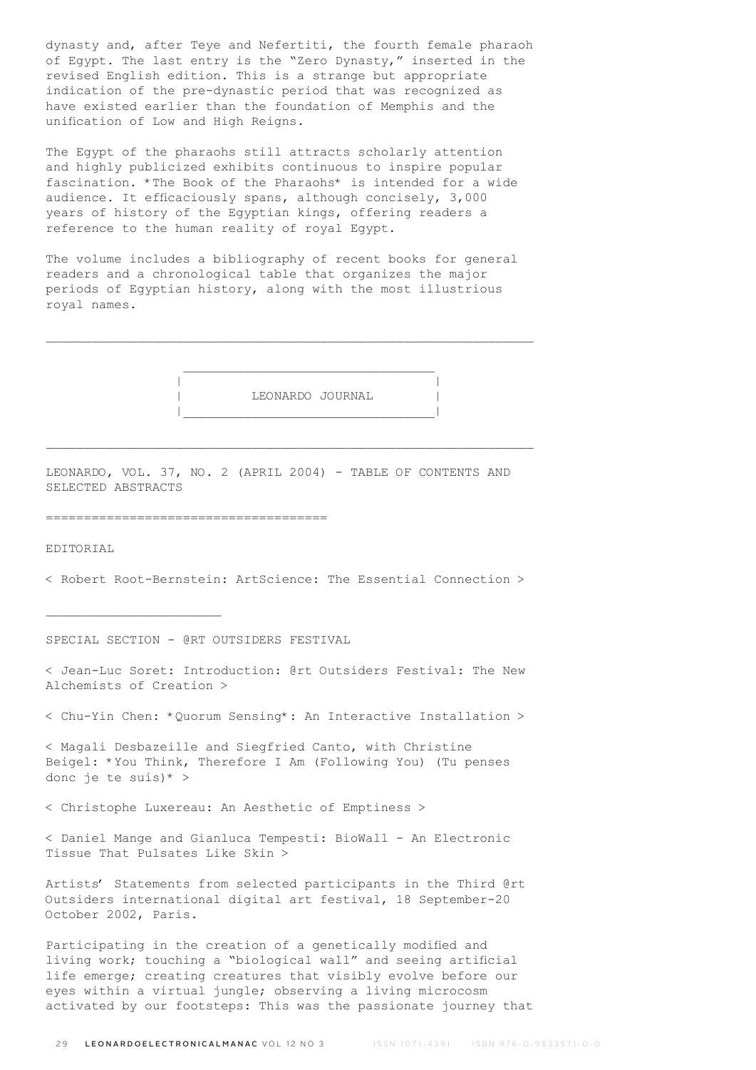dynasty and, after Teye and Nefertiti, the fourth female pharaoh of Egypt. The last entry is the "Zero Dynasty," inserted in the revised English edition. This is a strange but appropriate indication of the pre-dynastic period that was recognized as have existed earlier than the foundation of Memphis and the unification of Low and High Reigns.

The Egypt of the pharaohs still attracts scholarly attention and highly publicized exhibits continuous to inspire popular fascination. *The Book of the Pharaohs* is intended for a wide audience. It efficaciously spans, although concisely, 3,000 years of history of the Egyptian kings, offering readers a reference to the human reality of royal Egypt.

The volume includes a bibliography of recent books for general readers and a chronological table that organizes the major periods of Egyptian history, along with the most illustrious royal names.

---

## LEONARDO JOURNAL

---

LEONARDO, VOL. 37, NO. 2 (APRIL 2004) - TABLE OF CONTENTS AND SELECTED ABSTRACTS

====================================

EDITORIAL

< Robert Root-Bernstein: ArtScience: The Essential Connection >

______________________

SPECIAL SECTION - @RT OUTSIDERS FESTIVAL

< Jean-Luc Soret: Introduction: @rt Outsiders Festival: The New Alchemists of Creation >

< Chu-Yin Chen: *Quorum Sensing*: An Interactive Installation >

< Magali Desbazeille and Siegfried Canto, with Christine Beigel: *You Think, Therefore I Am (Following You) (Tu penses donc je te suis)* >

< Christophe Luxereau: An Aesthetic of Emptiness >

< Daniel Mange and Gianluca Tempesti: BioWall - An Electronic Tissue That Pulsates Like Skin >

Artists' Statements from selected participants in the Third @rt Outsiders international digital art festival, 18 September-20 October 2002, Paris.

Participating in the creation of a genetically modified and living work; touching a "biological wall" and seeing artificial life emerge; creating creatures that visibly evolve before our eyes within a virtual jungle; observing a living microcosm activated by our footsteps: This was the passionate journey that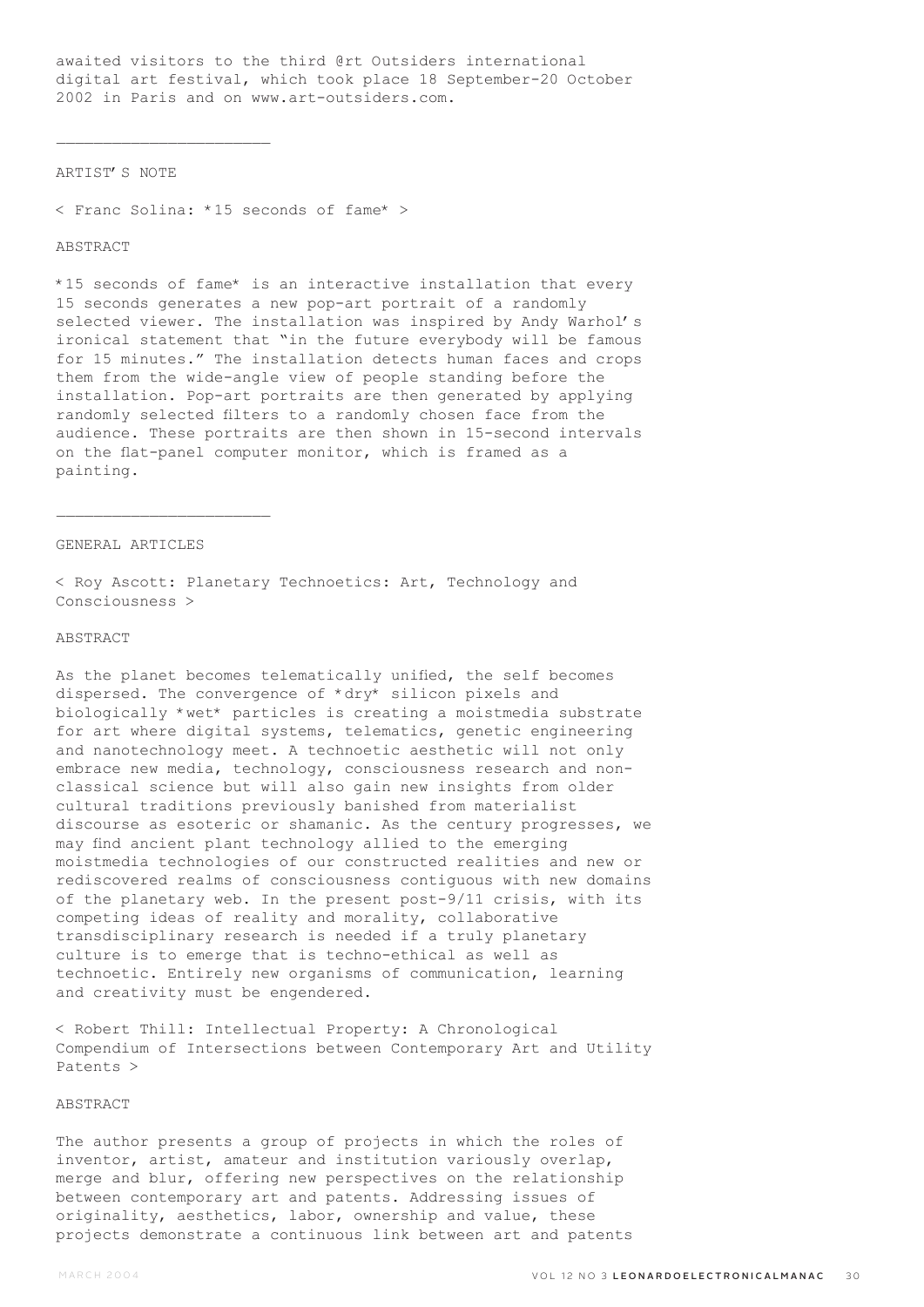awaited visitors to the third @rt Outsiders international digital art festival, which took place 18 September-20 October 2002 in Paris and on www.art-outsiders.com.

---

ARTIST'S NOTE

< Franc Solina: *15 seconds of fame* >

ABSTRACT

*15 seconds of fame* is an interactive installation that every 15 seconds generates a new pop-art portrait of a randomly selected viewer. The installation was inspired by Andy Warhol's ironical statement that "in the future everybody will be famous for 15 minutes." The installation detects human faces and crops them from the wide-angle view of people standing before the installation. Pop-art portraits are then generated by applying randomly selected filters to a randomly chosen face from the audience. These portraits are then shown in 15-second intervals on the flat-panel computer monitor, which is framed as a painting.

---

GENERAL ARTICLES

< Roy Ascott: Planetary Technoetics: Art, Technology and Consciousness >

ABSTRACT

As the planet becomes telematically unified, the self becomes dispersed. The convergence of *dry* silicon pixels and biologically *wet* particles is creating a moistmedia substrate for art where digital systems, telematics, genetic engineering and nanotechnology meet. A technoetic aesthetic will not only embrace new media, technology, consciousness research and non-classical science but will also gain new insights from older cultural traditions previously banished from materialist discourse as esoteric or shamanic. As the century progresses, we may find ancient plant technology allied to the emerging moistmedia technologies of our constructed realities and new or rediscovered realms of consciousness contiguous with new domains of the planetary web. In the present post-9/11 crisis, with its competing ideas of reality and morality, collaborative transdisciplinary research is needed if a truly planetary culture is to emerge that is techno-ethical as well as technoetic. Entirely new organisms of communication, learning and creativity must be engendered.

< Robert Thill: Intellectual Property: A Chronological Compendium of Intersections between Contemporary Art and Utility Patents >

ABSTRACT

The author presents a group of projects in which the roles of inventor, artist, amateur and institution variously overlap, merge and blur, offering new perspectives on the relationship between contemporary art and patents. Addressing issues of originality, aesthetics, labor, ownership and value, these projects demonstrate a continuous link between art and patents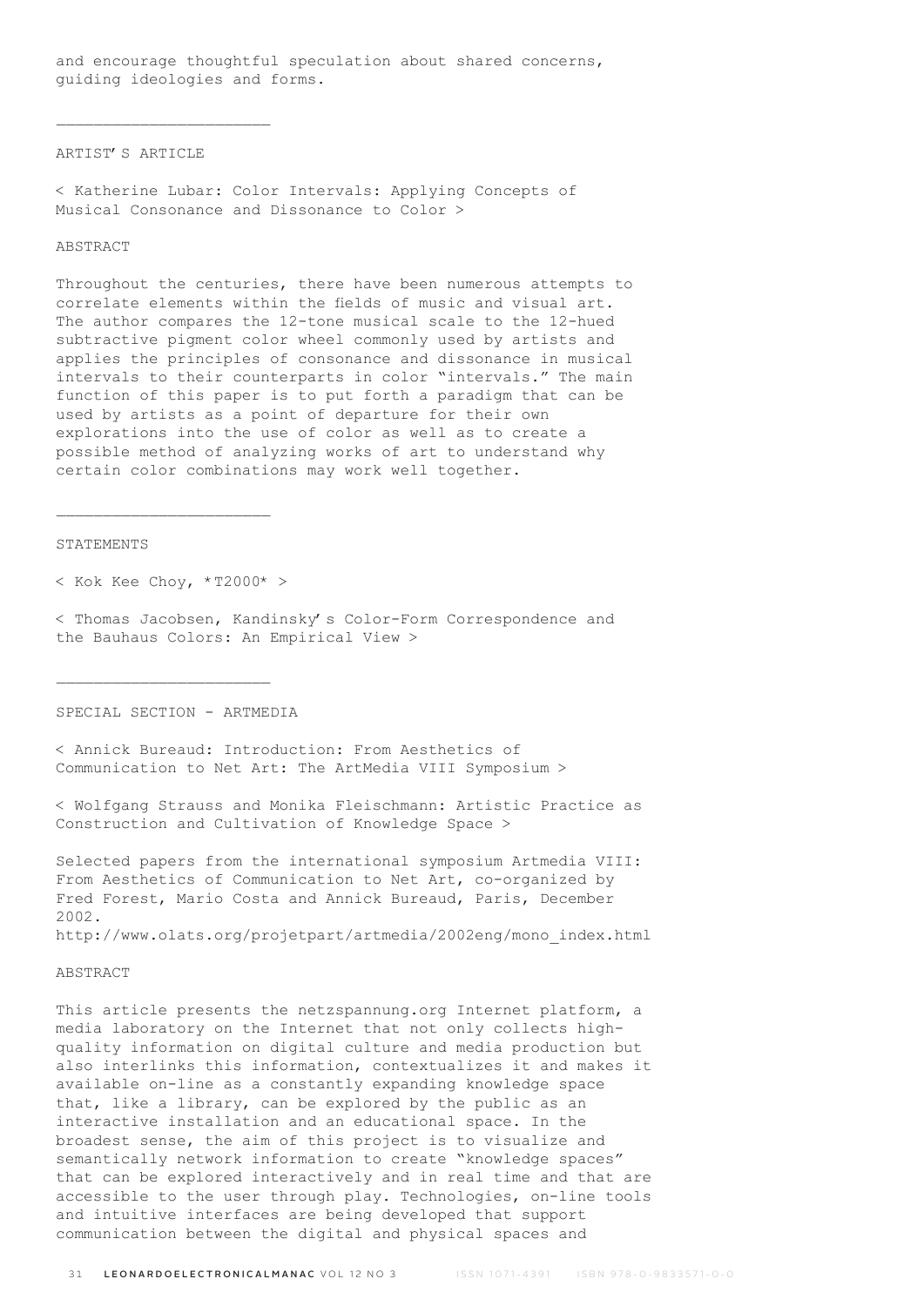and encourage thoughtful speculation about shared concerns, guiding ideologies and forms.

---

ARTIST'S ARTICLE

< Katherine Lubar: Color Intervals: Applying Concepts of Musical Consonance and Dissonance to Color >

ABSTRACT

Throughout the centuries, there have been numerous attempts to correlate elements within the fields of music and visual art. The author compares the 12-tone musical scale to the 12-hued subtractive pigment color wheel commonly used by artists and applies the principles of consonance and dissonance in musical intervals to their counterparts in color "intervals." The main function of this paper is to put forth a paradigm that can be used by artists as a point of departure for their own explorations into the use of color as well as to create a possible method of analyzing works of art to understand why certain color combinations may work well together.

---

STATEMENTS

< Kok Kee Choy, *T2000* >

< Thomas Jacobsen, Kandinsky's Color-Form Correspondence and the Bauhaus Colors: An Empirical View >

---

SPECIAL SECTION - ARTMEDIA

< Annick Bureaud: Introduction: From Aesthetics of Communication to Net Art: The ArtMedia VIII Symposium >

< Wolfgang Strauss and Monika Fleischmann: Artistic Practice as Construction and Cultivation of Knowledge Space >

Selected papers from the international symposium Artmedia VIII: From Aesthetics of Communication to Net Art, co-organized by Fred Forest, Mario Costa and Annick Bureaud, Paris, December 2002.
http://www.olats.org/projetpart/artmedia/2002eng/mono_index.html

ABSTRACT

This article presents the netzspannung.org Internet platform, a media laboratory on the Internet that not only collects high-quality information on digital culture and media production but also interlinks this information, contextualizes it and makes it available on-line as a constantly expanding knowledge space that, like a library, can be explored by the public as an interactive installation and an educational space. In the broadest sense, the aim of this project is to visualize and semantically network information to create "knowledge spaces" that can be explored interactively and in real time and that are accessible to the user through play. Technologies, on-line tools and intuitive interfaces are being developed that support communication between the digital and physical spaces and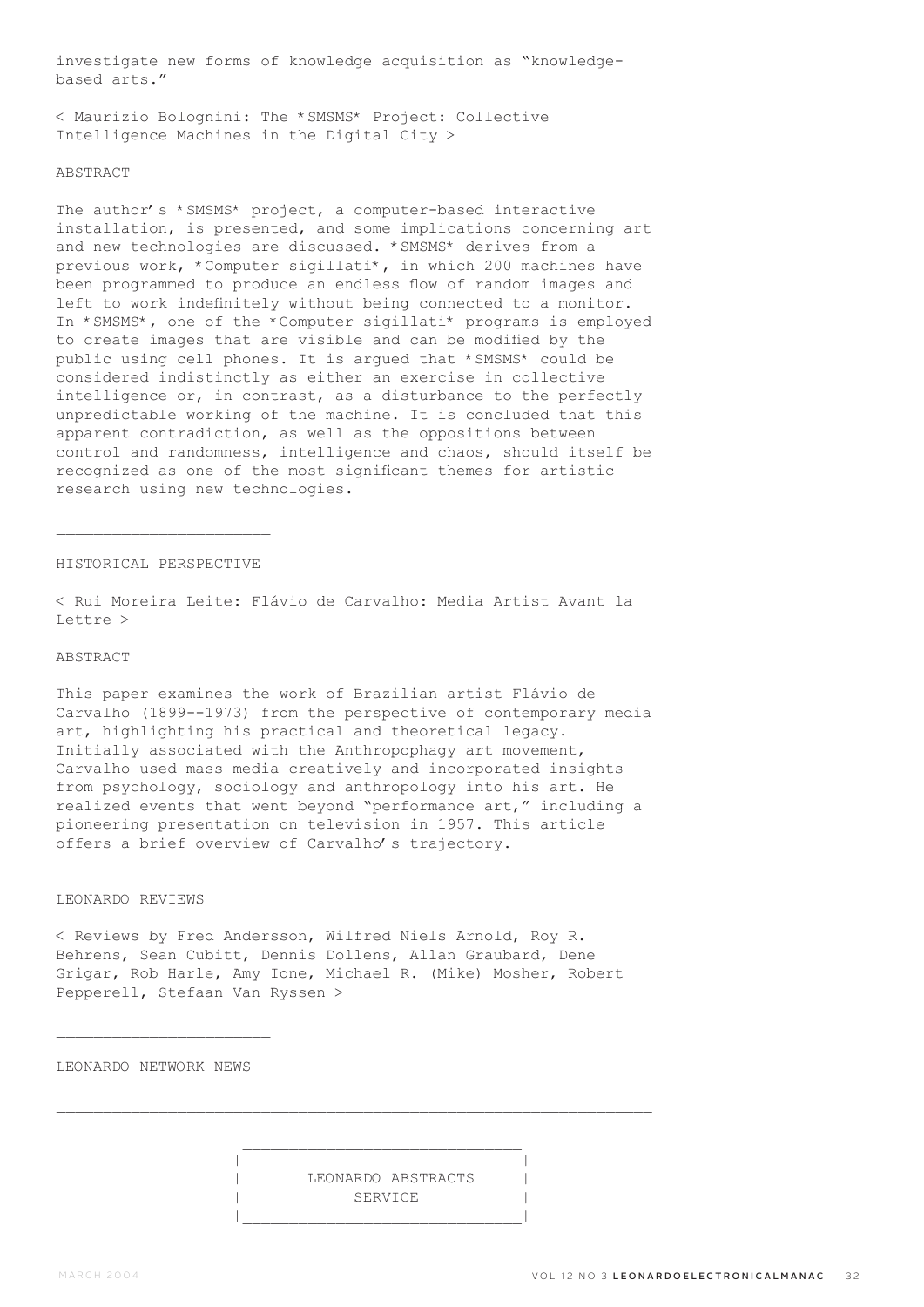investigate new forms of knowledge acquisition as "knowledge-based arts."

< Maurizio Bolognini: The *SMSMS* Project: Collective Intelligence Machines in the Digital City >

ABSTRACT

The author's *SMSMS* project, a computer-based interactive installation, is presented, and some implications concerning art and new technologies are discussed. *SMSMS* derives from a previous work, *Computer sigillati*, in which 200 machines have been programmed to produce an endless flow of random images and left to work indefinitely without being connected to a monitor. In *SMSMS*, one of the *Computer sigillati* programs is employed to create images that are visible and can be modified by the public using cell phones. It is argued that *SMSMS* could be considered indistinctly as either an exercise in collective intelligence or, in contrast, as a disturbance to the perfectly unpredictable working of the machine. It is concluded that this apparent contradiction, as well as the oppositions between control and randomness, intelligence and chaos, should itself be recognized as one of the most significant themes for artistic research using new technologies.

______________________

HISTORICAL PERSPECTIVE

< Rui Moreira Leite: Flávio de Carvalho: Media Artist Avant la Lettre >

ABSTRACT

This paper examines the work of Brazilian artist Flávio de Carvalho (1899--1973) from the perspective of contemporary media art, highlighting his practical and theoretical legacy. Initially associated with the Anthropophagy art movement, Carvalho used mass media creatively and incorporated insights from psychology, sociology and anthropology into his art. He realized events that went beyond "performance art," including a pioneering presentation on television in 1957. This article offers a brief overview of Carvalho's trajectory.

______________________

LEONARDO REVIEWS

< Reviews by Fred Andersson, Wilfred Niels Arnold, Roy R. Behrens, Sean Cubitt, Dennis Dollens, Allan Graubard, Dene Grigar, Rob Harle, Amy Ione, Michael R. (Mike) Mosher, Robert Pepperell, Stefaan Van Ryssen >

______________________

LEONARDO NETWORK NEWS

______________________________________________________________

LEONARDO ABSTRACTS SERVICE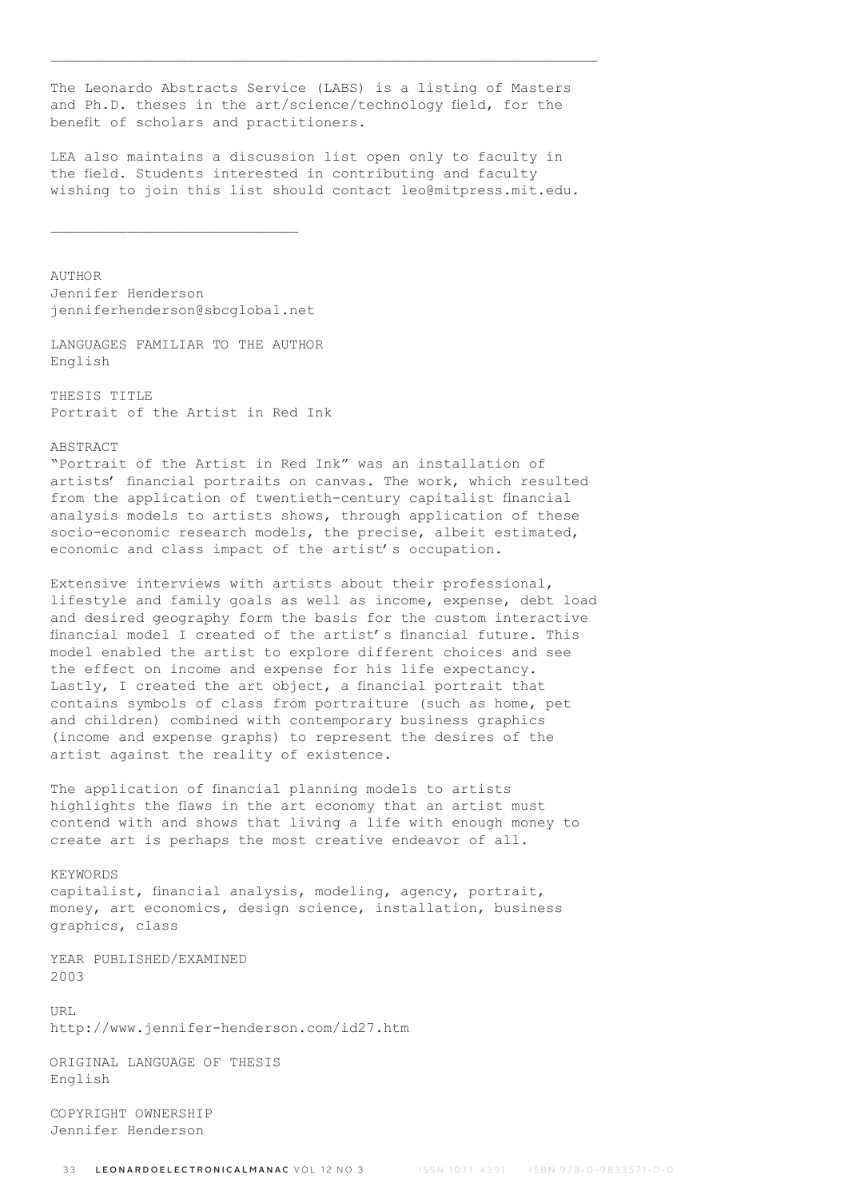---

The Leonardo Abstracts Service (LABS) is a listing of Masters and Ph.D. theses in the art/science/technology field, for the benefit of scholars and practitioners.

LEA also maintains a discussion list open only to faculty in the field. Students interested in contributing and faculty wishing to join this list should contact leo@mitpress.mit.edu.

---

AUTHOR
Jennifer Henderson
jenniferhenderson@sbcglobal.net

LANGUAGES FAMILIAR TO THE AUTHOR
English

THESIS TITLE
Portrait of the Artist in Red Ink

ABSTRACT
"Portrait of the Artist in Red Ink" was an installation of artists' financial portraits on canvas. The work, which resulted from the application of twentieth-century capitalist financial analysis models to artists shows, through application of these socio-economic research models, the precise, albeit estimated, economic and class impact of the artist's occupation.

Extensive interviews with artists about their professional, lifestyle and family goals as well as income, expense, debt load and desired geography form the basis for the custom interactive financial model I created of the artist's financial future. This model enabled the artist to explore different choices and see the effect on income and expense for his life expectancy. Lastly, I created the art object, a financial portrait that contains symbols of class from portraiture (such as home, pet and children) combined with contemporary business graphics (income and expense graphs) to represent the desires of the artist against the reality of existence.

The application of financial planning models to artists highlights the flaws in the art economy that an artist must contend with and shows that living a life with enough money to create art is perhaps the most creative endeavor of all.

KEYWORDS
capitalist, financial analysis, modeling, agency, portrait, money, art economics, design science, installation, business graphics, class

YEAR PUBLISHED/EXAMINED
2003

URL
http://www.jennifer-henderson.com/id27.htm

ORIGINAL LANGUAGE OF THESIS
English

COPYRIGHT OWNERSHIP
Jennifer Henderson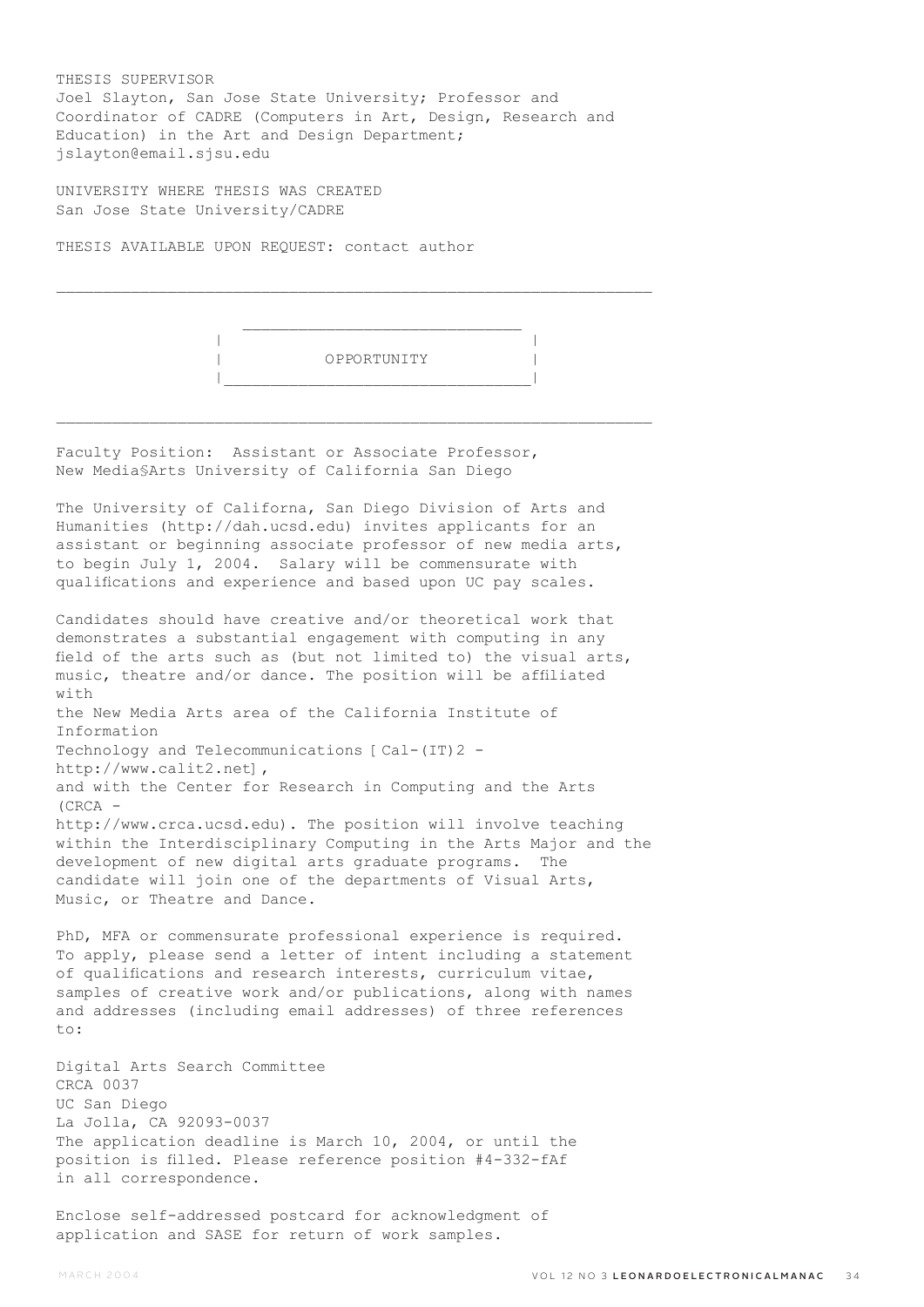THESIS SUPERVISOR
Joel Slayton, San Jose State University; Professor and Coordinator of CADRE (Computers in Art, Design, Research and Education) in the Art and Design Department; jslayton@email.sjsu.edu

UNIVERSITY WHERE THESIS WAS CREATED
San Jose State University/CADRE

THESIS AVAILABLE UPON REQUEST: contact author

---

## OPPORTUNITY

---

Faculty Position: Assistant or Associate Professor, New Media$Arts University of California San Diego

The University of Californa, San Diego Division of Arts and Humanities (http://dah.ucsd.edu) invites applicants for an assistant or beginning associate professor of new media arts, to begin July 1, 2004. Salary will be commensurate with qualifications and experience and based upon UC pay scales.

Candidates should have creative and/or theoretical work that demonstrates a substantial engagement with computing in any field of the arts such as (but not limited to) the visual arts, music, theatre and/or dance. The position will be affiliated with the New Media Arts area of the California Institute of Information Technology and Telecommunications [ Cal-(IT)2 - http://www.calit2.net], and with the Center for Research in Computing and the Arts (CRCA - http://www.crca.ucsd.edu). The position will involve teaching within the Interdisciplinary Computing in the Arts Major and the development of new digital arts graduate programs. The candidate will join one of the departments of Visual Arts, Music, or Theatre and Dance.

PhD, MFA or commensurate professional experience is required. To apply, please send a letter of intent including a statement of qualifications and research interests, curriculum vitae, samples of creative work and/or publications, along with names and addresses (including email addresses) of three references to:

Digital Arts Search Committee
CRCA 0037
UC San Diego
La Jolla, CA 92093-0037
The application deadline is March 10, 2004, or until the position is filled. Please reference position #4-332-fAf in all correspondence.

Enclose self-addressed postcard for acknowledgment of application and SASE for return of work samples.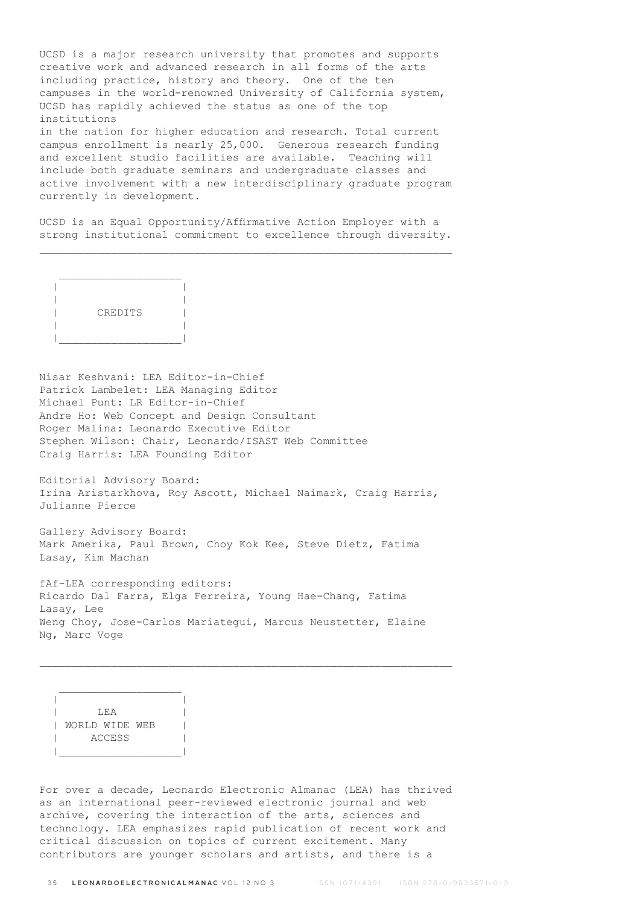UCSD is a major research university that promotes and supports creative work and advanced research in all forms of the arts including practice, history and theory. One of the ten campuses in the world-renowned University of California system, UCSD has rapidly achieved the status as one of the top institutions in the nation for higher education and research. Total current campus enrollment is nearly 25,000. Generous research funding and excellent studio facilities are available. Teaching will include both graduate seminars and undergraduate classes and active involvement with a new interdisciplinary graduate program currently in development.

UCSD is an Equal Opportunity/Affirmative Action Employer with a strong institutional commitment to excellence through diversity.

---

## CREDITS

Nisar Keshvani: LEA Editor-in-Chief
Patrick Lambelet: LEA Managing Editor
Michael Punt: LR Editor-in-Chief
Andre Ho: Web Concept and Design Consultant
Roger Malina: Leonardo Executive Editor
Stephen Wilson: Chair, Leonardo/ISAST Web Committee
Craig Harris: LEA Founding Editor

Editorial Advisory Board:
Irina Aristarkhova, Roy Ascott, Michael Naimark, Craig Harris, Julianne Pierce

Gallery Advisory Board:
Mark Amerika, Paul Brown, Choy Kok Kee, Steve Dietz, Fatima Lasay, Kim Machan

fAf-LEA corresponding editors:
Ricardo Dal Farra, Elga Ferreira, Young Hae-Chang, Fatima Lasay, Lee Weng Choy, Jose-Carlos Mariategui, Marcus Neustetter, Elaine Ng, Marc Voge

---

## LEA WORLD WIDE WEB ACCESS

For over a decade, Leonardo Electronic Almanac (LEA) has thrived as an international peer-reviewed electronic journal and web archive, covering the interaction of the arts, sciences and technology. LEA emphasizes rapid publication of recent work and critical discussion on topics of current excitement. Many contributors are younger scholars and artists, and there is a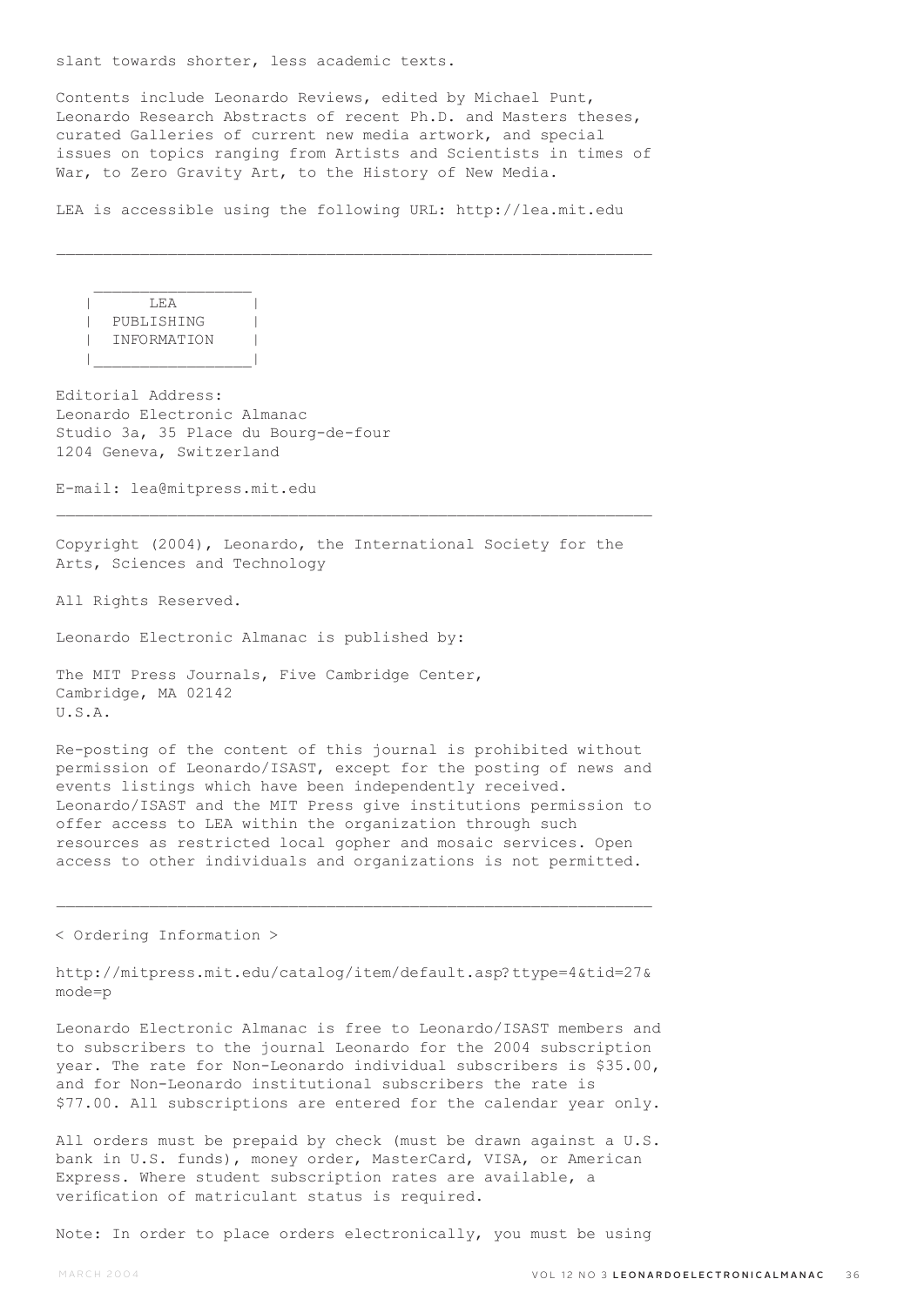slant towards shorter, less academic texts.

Contents include Leonardo Reviews, edited by Michael Punt, Leonardo Research Abstracts of recent Ph.D. and Masters theses, curated Galleries of current new media artwork, and special issues on topics ranging from Artists and Scientists in times of War, to Zero Gravity Art, to the History of New Media.

LEA is accessible using the following URL: http://lea.mit.edu

---

## LEA PUBLISHING INFORMATION

Editorial Address:
Leonardo Electronic Almanac
Studio 3a, 35 Place du Bourg-de-four
1204 Geneva, Switzerland

E-mail: lea@mitpress.mit.edu

---

Copyright (2004), Leonardo, the International Society for the Arts, Sciences and Technology

All Rights Reserved.

Leonardo Electronic Almanac is published by:

The MIT Press Journals, Five Cambridge Center,
Cambridge, MA 02142
U.S.A.

Re-posting of the content of this journal is prohibited without permission of Leonardo/ISAST, except for the posting of news and events listings which have been independently received. Leonardo/ISAST and the MIT Press give institutions permission to offer access to LEA within the organization through such resources as restricted local gopher and mosaic services. Open access to other individuals and organizations is not permitted.

---

< Ordering Information >

http://mitpress.mit.edu/catalog/item/default.asp?ttype=4&tid=27&mode=p

Leonardo Electronic Almanac is free to Leonardo/ISAST members and to subscribers to the journal Leonardo for the 2004 subscription year. The rate for Non-Leonardo individual subscribers is $35.00, and for Non-Leonardo institutional subscribers the rate is $77.00. All subscriptions are entered for the calendar year only.

All orders must be prepaid by check (must be drawn against a U.S. bank in U.S. funds), money order, MasterCard, VISA, or American Express. Where student subscription rates are available, a verification of matriculant status is required.

Note: In order to place orders electronically, you must be using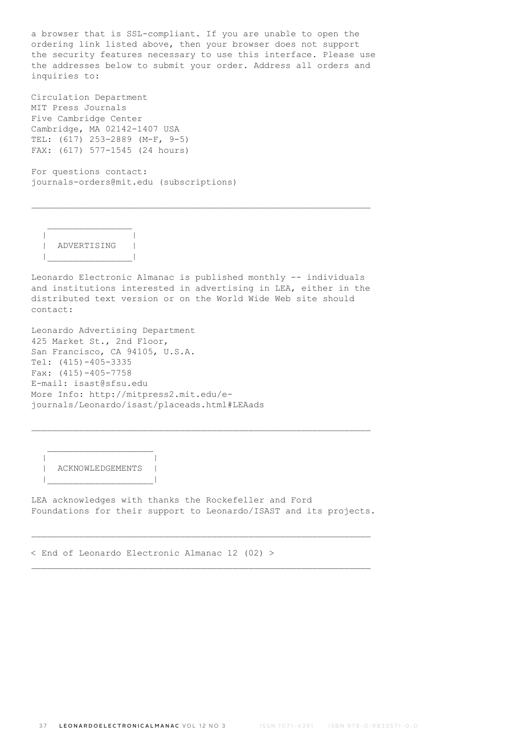a browser that is SSL-compliant. If you are unable to open the ordering link listed above, then your browser does not support the security features necessary to use this interface. Please use the addresses below to submit your order. Address all orders and inquiries to:

Circulation Department
MIT Press Journals
Five Cambridge Center
Cambridge, MA 02142-1407 USA
TEL: (617) 253-2889 (M-F, 9-5)
FAX: (617) 577-1545 (24 hours)

For questions contact:
journals-orders@mit.edu (subscriptions)

---

## ADVERTISING

Leonardo Electronic Almanac is published monthly -- individuals and institutions interested in advertising in LEA, either in the distributed text version or on the World Wide Web site should contact:

Leonardo Advertising Department
425 Market St., 2nd Floor,
San Francisco, CA 94105, U.S.A.
Tel: (415)-405-3335
Fax: (415)-405-7758
E-mail: isast@sfsu.edu
More Info: http://mitpress2.mit.edu/e-journals/Leonardo/isast/placeads.html#LEAads

---

## ACKNOWLEDGEMENTS

LEA acknowledges with thanks the Rockefeller and Ford Foundations for their support to Leonardo/ISAST and its projects.

---

< End of Leonardo Electronic Almanac 12 (02) >

---